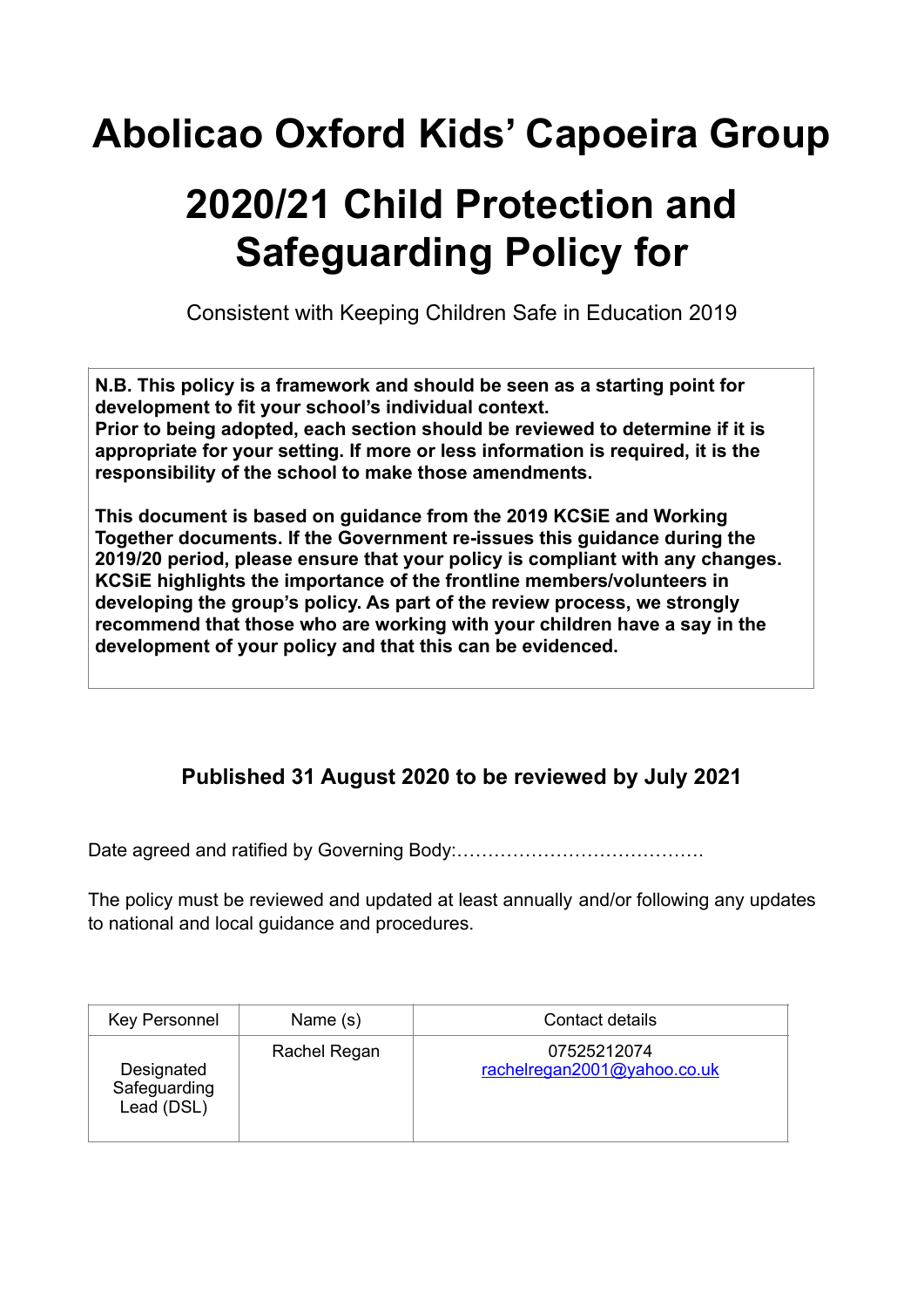# Abolicao Oxford Kids' Capoeira Group

# 2020/21 Child Protection and Safeguarding Policy for

Consistent with Keeping Children Safe in Education 2019

**N.B. This policy is a framework and should be seen as a starting point for development to fit your school's individual context.**
**Prior to being adopted, each section should be reviewed to determine if it is appropriate for your setting. If more or less information is required, it is the responsibility of the school to make those amendments.**

**This document is based on guidance from the 2019 KCSiE and Working Together documents. If the Government re-issues this guidance during the 2019/20 period, please ensure that your policy is compliant with any changes. KCSiE highlights the importance of the frontline members/volunteers in developing the group's policy. As part of the review process, we strongly recommend that those who are working with your children have a say in the development of your policy and that this can be evidenced.**

### Published 31 August 2020 to be reviewed by July 2021

Date agreed and ratified by Governing Body:…………………………………

The policy must be reviewed and updated at least annually and/or following any updates to national and local guidance and procedures.

| Key Personnel | Name (s) | Contact details |
|---|---|---|
| Designated Safeguarding Lead (DSL) | Rachel Regan | 07525212074<br>rachelregan2001@yahoo.co.uk |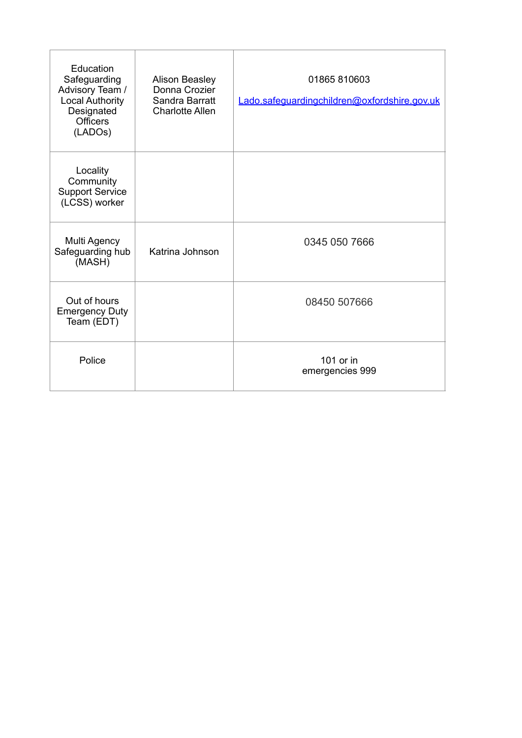| | | |
|---|---|---|
| Education Safeguarding Advisory Team / Local Authority Designated Officers (LADOs) | Alison Beasley<br>Donna Crozier<br>Sandra Barratt<br>Charlotte Allen | 01865 810603<br><br>Lado.safeguardingchildren@oxfordshire.gov.uk |
| Locality Community Support Service (LCSS) worker | | |
| Multi Agency Safeguarding hub (MASH) | Katrina Johnson | 0345 050 7666 |
| Out of hours Emergency Duty Team (EDT) | | 08450 507666 |
| Police | | 101 or in emergencies 999 |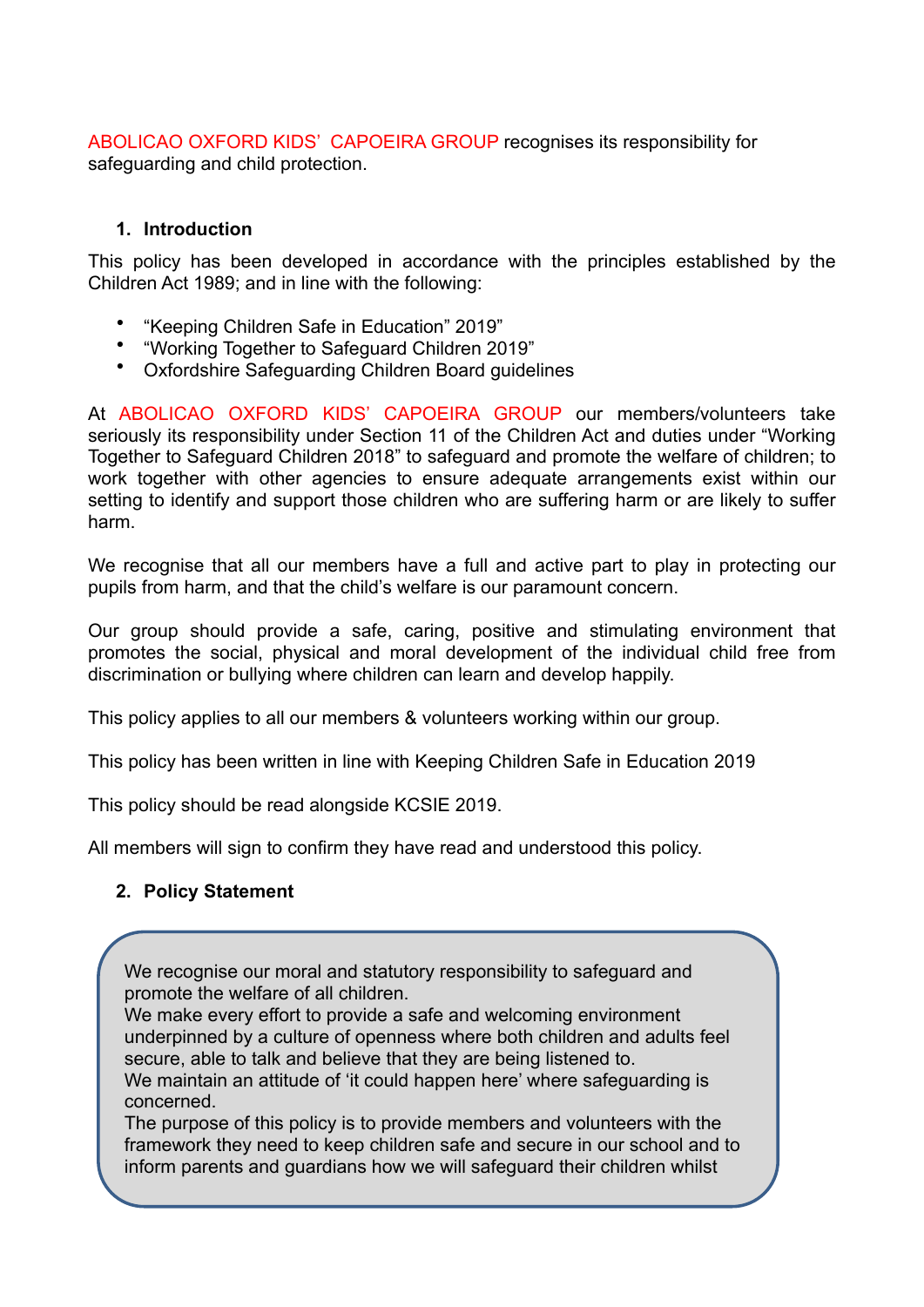ABOLICAO OXFORD KIDS' CAPOEIRA GROUP recognises its responsibility for safeguarding and child protection.

## 1. Introduction

This policy has been developed in accordance with the principles established by the Children Act 1989; and in line with the following:

- "Keeping Children Safe in Education" 2019"
- "Working Together to Safeguard Children 2019"
- Oxfordshire Safeguarding Children Board guidelines

At ABOLICAO OXFORD KIDS' CAPOEIRA GROUP our members/volunteers take seriously its responsibility under Section 11 of the Children Act and duties under "Working Together to Safeguard Children 2018" to safeguard and promote the welfare of children; to work together with other agencies to ensure adequate arrangements exist within our setting to identify and support those children who are suffering harm or are likely to suffer harm.

We recognise that all our members have a full and active part to play in protecting our pupils from harm, and that the child's welfare is our paramount concern.

Our group should provide a safe, caring, positive and stimulating environment that promotes the social, physical and moral development of the individual child free from discrimination or bullying where children can learn and develop happily.

This policy applies to all our members & volunteers working within our group.

This policy has been written in line with Keeping Children Safe in Education 2019

This policy should be read alongside KCSIE 2019.

All members will sign to confirm they have read and understood this policy.

## 2. Policy Statement

We recognise our moral and statutory responsibility to safeguard and promote the welfare of all children.
We make every effort to provide a safe and welcoming environment underpinned by a culture of openness where both children and adults feel secure, able to talk and believe that they are being listened to.
We maintain an attitude of 'it could happen here' where safeguarding is concerned.
The purpose of this policy is to provide members and volunteers with the framework they need to keep children safe and secure in our school and to inform parents and guardians how we will safeguard their children whilst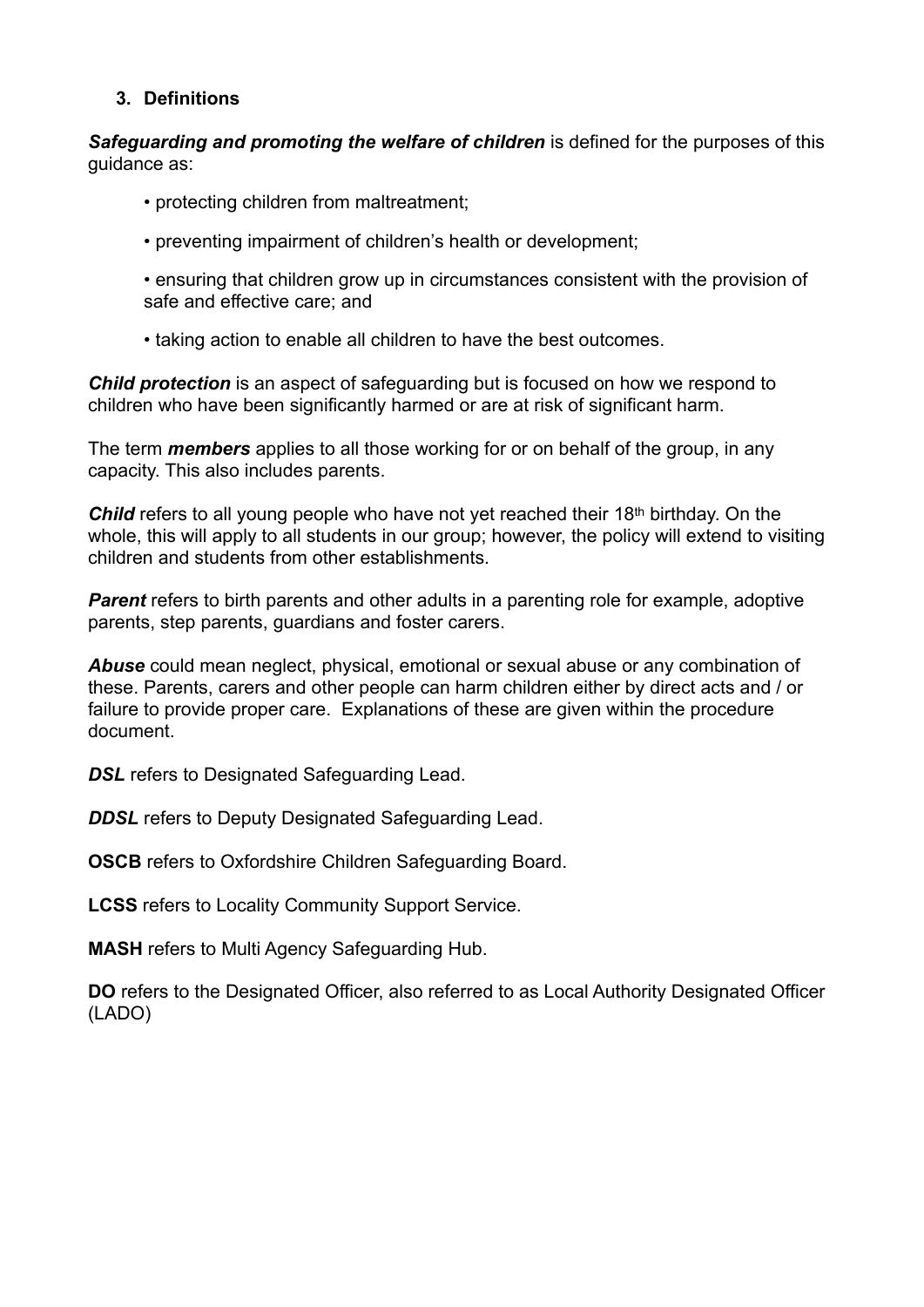### 3. Definitions

***Safeguarding and promoting the welfare of children*** is defined for the purposes of this guidance as:

- protecting children from maltreatment;
- preventing impairment of children's health or development;
- ensuring that children grow up in circumstances consistent with the provision of safe and effective care; and
- taking action to enable all children to have the best outcomes.

***Child protection*** is an aspect of safeguarding but is focused on how we respond to children who have been significantly harmed or are at risk of significant harm.

The term ***members*** applies to all those working for or on behalf of the group, in any capacity. This also includes parents.

***Child*** refers to all young people who have not yet reached their 18th birthday. On the whole, this will apply to all students in our group; however, the policy will extend to visiting children and students from other establishments.

***Parent*** refers to birth parents and other adults in a parenting role for example, adoptive parents, step parents, guardians and foster carers.

***Abuse*** could mean neglect, physical, emotional or sexual abuse or any combination of these. Parents, carers and other people can harm children either by direct acts and / or failure to provide proper care. Explanations of these are given within the procedure document.

***DSL*** refers to Designated Safeguarding Lead.

***DDSL*** refers to Deputy Designated Safeguarding Lead.

**OSCB** refers to Oxfordshire Children Safeguarding Board.

**LCSS** refers to Locality Community Support Service.

**MASH** refers to Multi Agency Safeguarding Hub.

**DO** refers to the Designated Officer, also referred to as Local Authority Designated Officer (LADO)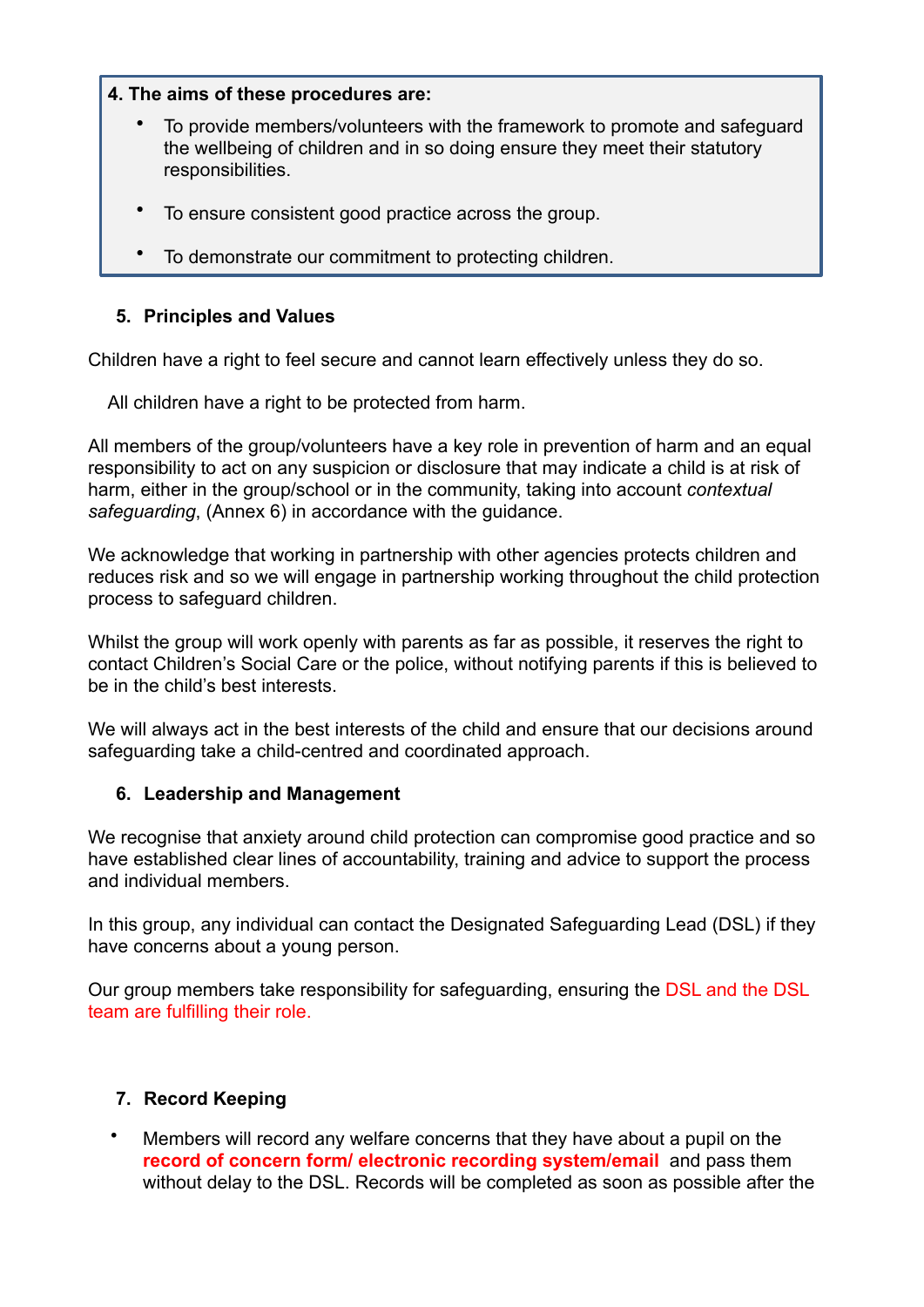**4. The aims of these procedures are:**

- To provide members/volunteers with the framework to promote and safeguard the wellbeing of children and in so doing ensure they meet their statutory responsibilities.
- To ensure consistent good practice across the group.
- To demonstrate our commitment to protecting children.

**5. Principles and Values**

Children have a right to feel secure and cannot learn effectively unless they do so.

All children have a right to be protected from harm.

All members of the group/volunteers have a key role in prevention of harm and an equal responsibility to act on any suspicion or disclosure that may indicate a child is at risk of harm, either in the group/school or in the community, taking into account *contextual safeguarding*, (Annex 6) in accordance with the guidance.

We acknowledge that working in partnership with other agencies protects children and reduces risk and so we will engage in partnership working throughout the child protection process to safeguard children.

Whilst the group will work openly with parents as far as possible, it reserves the right to contact Children's Social Care or the police, without notifying parents if this is believed to be in the child's best interests.

We will always act in the best interests of the child and ensure that our decisions around safeguarding take a child-centred and coordinated approach.

**6. Leadership and Management**

We recognise that anxiety around child protection can compromise good practice and so have established clear lines of accountability, training and advice to support the process and individual members.

In this group, any individual can contact the Designated Safeguarding Lead (DSL) if they have concerns about a young person.

Our group members take responsibility for safeguarding, ensuring the DSL and the DSL team are fulfilling their role.

**7. Record Keeping**

- Members will record any welfare concerns that they have about a pupil on the **record of concern form/ electronic recording system/email** and pass them without delay to the DSL. Records will be completed as soon as possible after the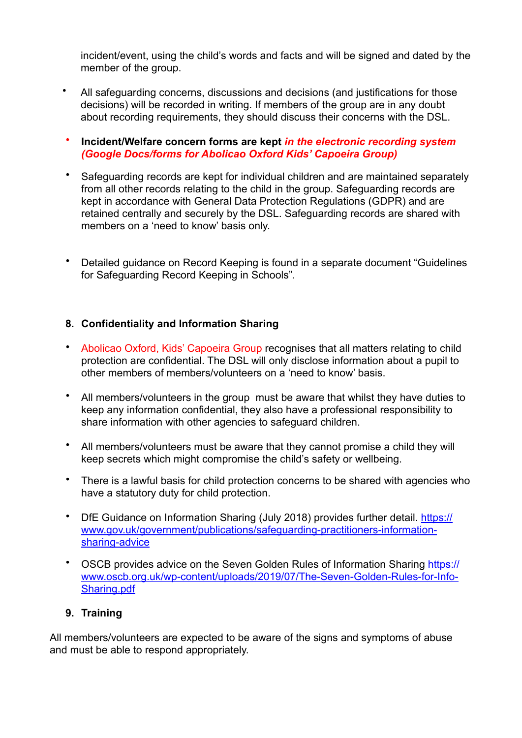incident/event, using the child's words and facts and will be signed and dated by the member of the group.

- All safeguarding concerns, discussions and decisions (and justifications for those decisions) will be recorded in writing. If members of the group are in any doubt about recording requirements, they should discuss their concerns with the DSL.
- **Incident/Welfare concern forms are kept** ***in the electronic recording system (Google Docs/forms for Abolicao Oxford Kids' Capoeira Group)***
- Safeguarding records are kept for individual children and are maintained separately from all other records relating to the child in the group. Safeguarding records are kept in accordance with General Data Protection Regulations (GDPR) and are retained centrally and securely by the DSL. Safeguarding records are shared with members on a 'need to know' basis only.
- Detailed guidance on Record Keeping is found in a separate document "Guidelines for Safeguarding Record Keeping in Schools".

## 8. Confidentiality and Information Sharing

- Abolicao Oxford, Kids' Capoeira Group recognises that all matters relating to child protection are confidential. The DSL will only disclose information about a pupil to other members of members/volunteers on a 'need to know' basis.
- All members/volunteers in the group must be aware that whilst they have duties to keep any information confidential, they also have a professional responsibility to share information with other agencies to safeguard children.
- All members/volunteers must be aware that they cannot promise a child they will keep secrets which might compromise the child's safety or wellbeing.
- There is a lawful basis for child protection concerns to be shared with agencies who have a statutory duty for child protection.
- DfE Guidance on Information Sharing (July 2018) provides further detail. [https://www.gov.uk/government/publications/safeguarding-practitioners-information-sharing-advice](https://www.gov.uk/government/publications/safeguarding-practitioners-information-sharing-advice)
- OSCB provides advice on the Seven Golden Rules of Information Sharing [https://www.oscb.org.uk/wp-content/uploads/2019/07/The-Seven-Golden-Rules-for-Info-Sharing.pdf](https://www.oscb.org.uk/wp-content/uploads/2019/07/The-Seven-Golden-Rules-for-Info-Sharing.pdf)

## 9. Training

All members/volunteers are expected to be aware of the signs and symptoms of abuse and must be able to respond appropriately.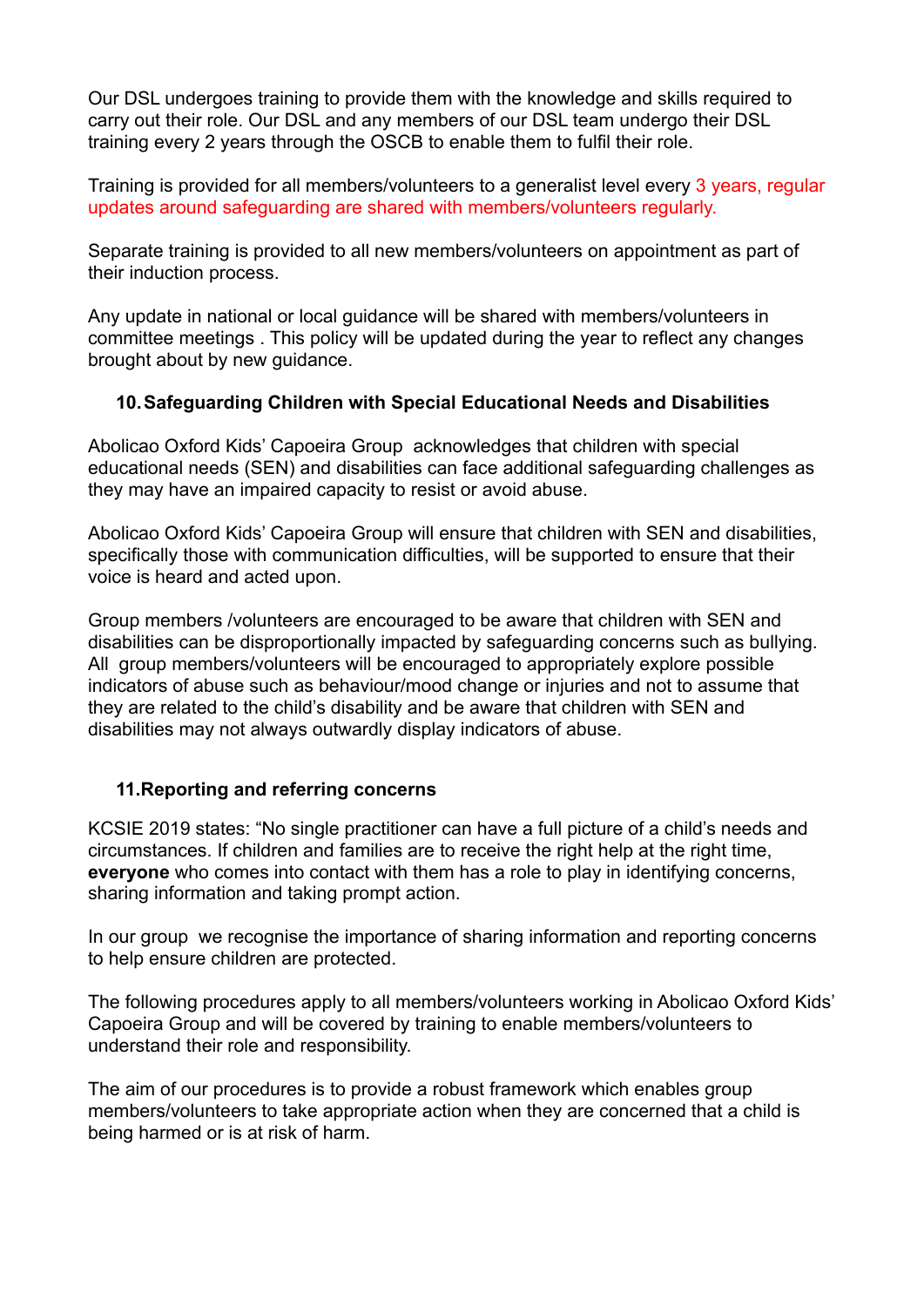Our DSL undergoes training to provide them with the knowledge and skills required to carry out their role. Our DSL and any members of our DSL team undergo their DSL training every 2 years through the OSCB to enable them to fulfil their role.

Training is provided for all members/volunteers to a generalist level every 3 years, regular updates around safeguarding are shared with members/volunteers regularly.

Separate training is provided to all new members/volunteers on appointment as part of their induction process.

Any update in national or local guidance will be shared with members/volunteers in committee meetings . This policy will be updated during the year to reflect any changes brought about by new guidance.

## 10. Safeguarding Children with Special Educational Needs and Disabilities

Abolicao Oxford Kids' Capoeira Group acknowledges that children with special educational needs (SEN) and disabilities can face additional safeguarding challenges as they may have an impaired capacity to resist or avoid abuse.

Abolicao Oxford Kids' Capoeira Group will ensure that children with SEN and disabilities, specifically those with communication difficulties, will be supported to ensure that their voice is heard and acted upon.

Group members /volunteers are encouraged to be aware that children with SEN and disabilities can be disproportionally impacted by safeguarding concerns such as bullying. All group members/volunteers will be encouraged to appropriately explore possible indicators of abuse such as behaviour/mood change or injuries and not to assume that they are related to the child's disability and be aware that children with SEN and disabilities may not always outwardly display indicators of abuse.

## 11. Reporting and referring concerns

KCSIE 2019 states: "No single practitioner can have a full picture of a child's needs and circumstances. If children and families are to receive the right help at the right time, **everyone** who comes into contact with them has a role to play in identifying concerns, sharing information and taking prompt action.

In our group we recognise the importance of sharing information and reporting concerns to help ensure children are protected.

The following procedures apply to all members/volunteers working in Abolicao Oxford Kids' Capoeira Group and will be covered by training to enable members/volunteers to understand their role and responsibility.

The aim of our procedures is to provide a robust framework which enables group members/volunteers to take appropriate action when they are concerned that a child is being harmed or is at risk of harm.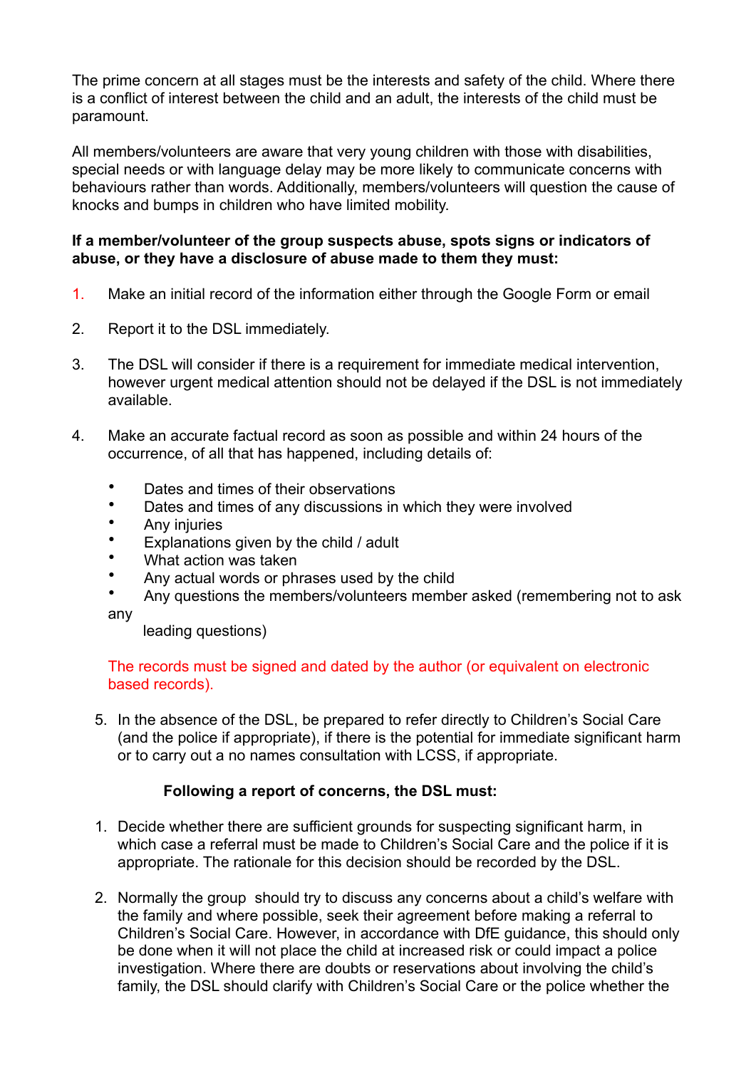The prime concern at all stages must be the interests and safety of the child. Where there is a conflict of interest between the child and an adult, the interests of the child must be paramount.

All members/volunteers are aware that very young children with those with disabilities, special needs or with language delay may be more likely to communicate concerns with behaviours rather than words. Additionally, members/volunteers will question the cause of knocks and bumps in children who have limited mobility.

**If a member/volunteer of the group suspects abuse, spots signs or indicators of abuse, or they have a disclosure of abuse made to them they must:**

1. Make an initial record of the information either through the Google Form or email

2. Report it to the DSL immediately.

3. The DSL will consider if there is a requirement for immediate medical intervention, however urgent medical attention should not be delayed if the DSL is not immediately available.

4. Make an accurate factual record as soon as possible and within 24 hours of the occurrence, of all that has happened, including details of:

   - Dates and times of their observations
   - Dates and times of any discussions in which they were involved
   - Any injuries
   - Explanations given by the child / adult
   - What action was taken
   - Any actual words or phrases used by the child
   - Any questions the members/volunteers member asked (remembering not to ask any leading questions)

   The records must be signed and dated by the author (or equivalent on electronic based records).

5. In the absence of the DSL, be prepared to refer directly to Children's Social Care (and the police if appropriate), if there is the potential for immediate significant harm or to carry out a no names consultation with LCSS, if appropriate.

**Following a report of concerns, the DSL must:**

1. Decide whether there are sufficient grounds for suspecting significant harm, in which case a referral must be made to Children's Social Care and the police if it is appropriate. The rationale for this decision should be recorded by the DSL.

2. Normally the group should try to discuss any concerns about a child's welfare with the family and where possible, seek their agreement before making a referral to Children's Social Care. However, in accordance with DfE guidance, this should only be done when it will not place the child at increased risk or could impact a police investigation. Where there are doubts or reservations about involving the child's family, the DSL should clarify with Children's Social Care or the police whether the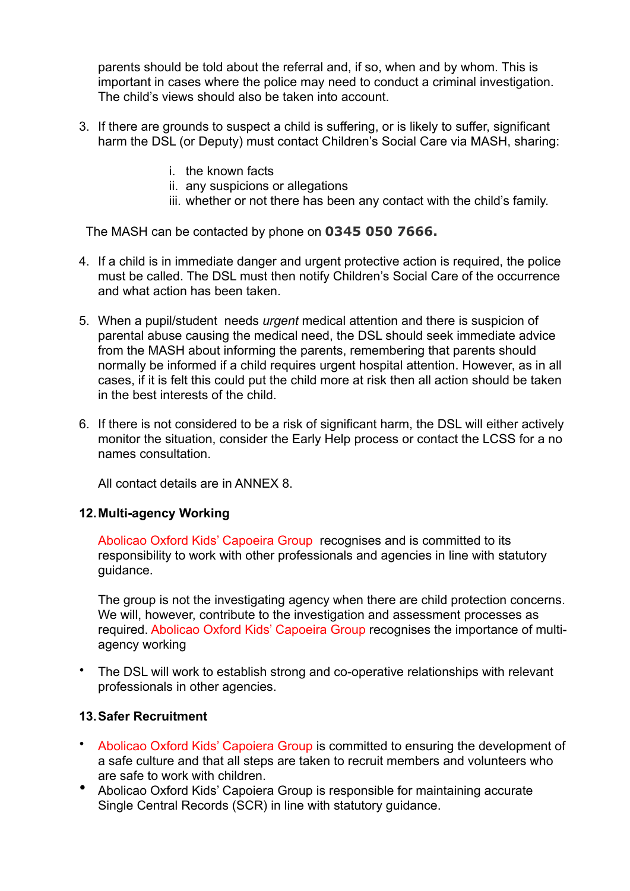parents should be told about the referral and, if so, when and by whom. This is important in cases where the police may need to conduct a criminal investigation. The child's views should also be taken into account.

3. If there are grounds to suspect a child is suffering, or is likely to suffer, significant harm the DSL (or Deputy) must contact Children's Social Care via MASH, sharing:

   i. the known facts
   ii. any suspicions or allegations
   iii. whether or not there has been any contact with the child's family.

The MASH can be contacted by phone on **0345 050 7666.**

4. If a child is in immediate danger and urgent protective action is required, the police must be called. The DSL must then notify Children's Social Care of the occurrence and what action has been taken.

5. When a pupil/student needs *urgent* medical attention and there is suspicion of parental abuse causing the medical need, the DSL should seek immediate advice from the MASH about informing the parents, remembering that parents should normally be informed if a child requires urgent hospital attention. However, as in all cases, if it is felt this could put the child more at risk then all action should be taken in the best interests of the child.

6. If there is not considered to be a risk of significant harm, the DSL will either actively monitor the situation, consider the Early Help process or contact the LCSS for a no names consultation.

   All contact details are in ANNEX 8.

## 12. Multi-agency Working

Abolicao Oxford Kids' Capoeira Group recognises and is committed to its responsibility to work with other professionals and agencies in line with statutory guidance.

The group is not the investigating agency when there are child protection concerns. We will, however, contribute to the investigation and assessment processes as required. Abolicao Oxford Kids' Capoeira Group recognises the importance of multi-agency working

- The DSL will work to establish strong and co-operative relationships with relevant professionals in other agencies.

## 13. Safer Recruitment

- Abolicao Oxford Kids' Capoeira Group is committed to ensuring the development of a safe culture and that all steps are taken to recruit members and volunteers who are safe to work with children.
- Abolicao Oxford Kids' Capoeira Group is responsible for maintaining accurate Single Central Records (SCR) in line with statutory guidance.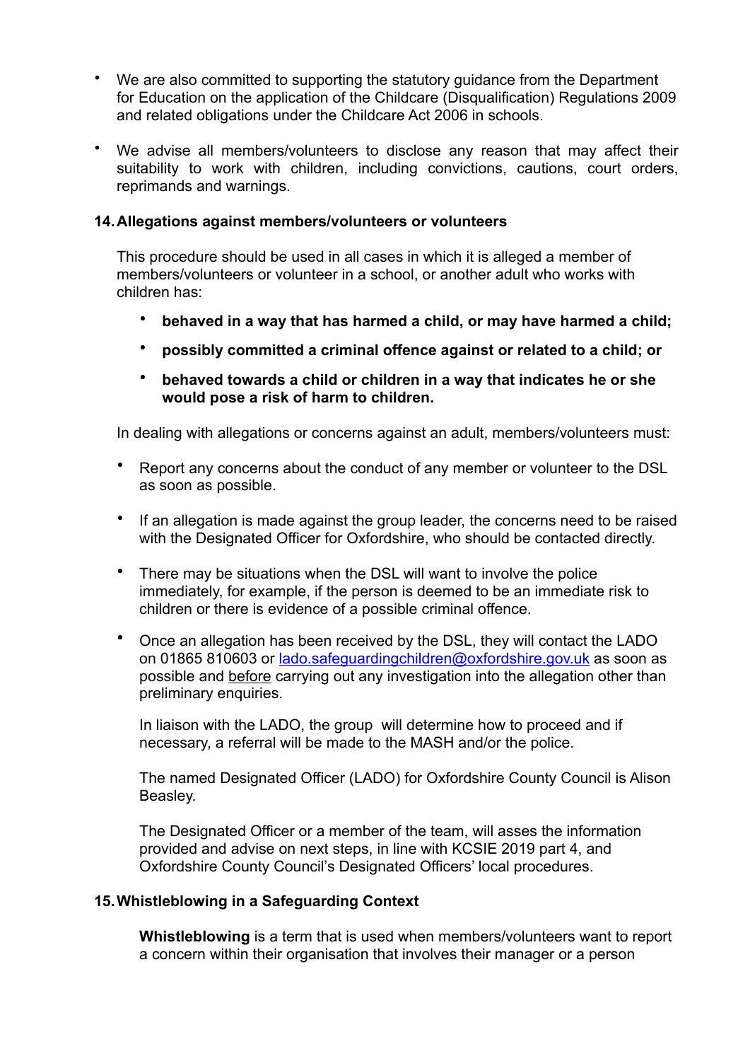- We are also committed to supporting the statutory guidance from the Department for Education on the application of the Childcare (Disqualification) Regulations 2009 and related obligations under the Childcare Act 2006 in schools.
- We advise all members/volunteers to disclose any reason that may affect their suitability to work with children, including convictions, cautions, court orders, reprimands and warnings.

## 14. Allegations against members/volunteers or volunteers

This procedure should be used in all cases in which it is alleged a member of members/volunteers or volunteer in a school, or another adult who works with children has:

- **behaved in a way that has harmed a child, or may have harmed a child;**
- **possibly committed a criminal offence against or related to a child; or**
- **behaved towards a child or children in a way that indicates he or she would pose a risk of harm to children.**

In dealing with allegations or concerns against an adult, members/volunteers must:

- Report any concerns about the conduct of any member or volunteer to the DSL as soon as possible.
- If an allegation is made against the group leader, the concerns need to be raised with the Designated Officer for Oxfordshire, who should be contacted directly.
- There may be situations when the DSL will want to involve the police immediately, for example, if the person is deemed to be an immediate risk to children or there is evidence of a possible criminal offence.
- Once an allegation has been received by the DSL, they will contact the LADO on 01865 810603 or [lado.safeguardingchildren@oxfordshire.gov.uk](mailto:lado.safeguardingchildren@oxfordshire.gov.uk) as soon as possible and before carrying out any investigation into the allegation other than preliminary enquiries.

  In liaison with the LADO, the group will determine how to proceed and if necessary, a referral will be made to the MASH and/or the police.

  The named Designated Officer (LADO) for Oxfordshire County Council is Alison Beasley.

  The Designated Officer or a member of the team, will asses the information provided and advise on next steps, in line with KCSIE 2019 part 4, and Oxfordshire County Council's Designated Officers' local procedures.

## 15. Whistleblowing in a Safeguarding Context

**Whistleblowing** is a term that is used when members/volunteers want to report a concern within their organisation that involves their manager or a person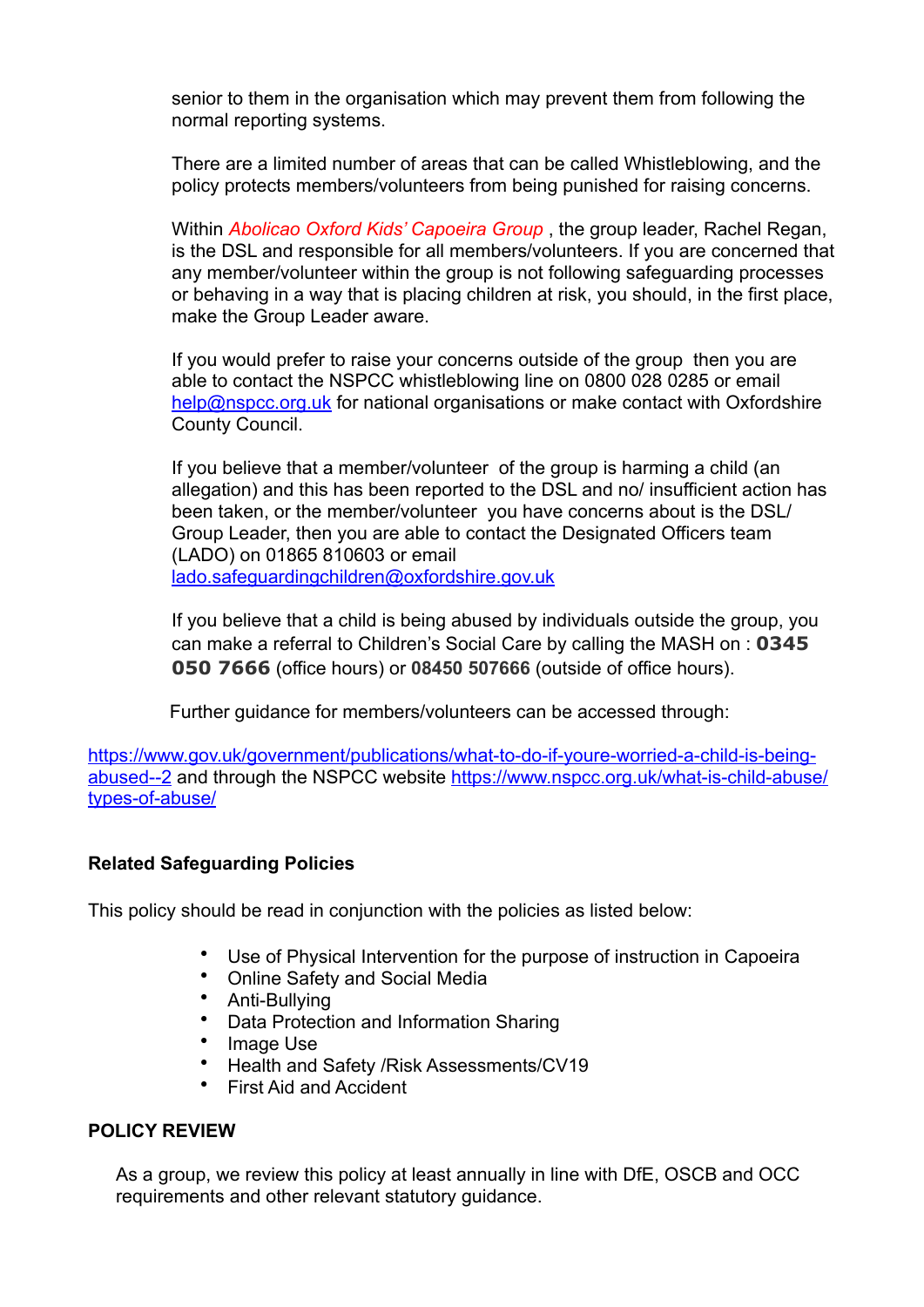senior to them in the organisation which may prevent them from following the normal reporting systems.

There are a limited number of areas that can be called Whistleblowing, and the policy protects members/volunteers from being punished for raising concerns.

Within *Abolicao Oxford Kids' Capoeira Group* , the group leader, Rachel Regan, is the DSL and responsible for all members/volunteers. If you are concerned that any member/volunteer within the group is not following safeguarding processes or behaving in a way that is placing children at risk, you should, in the first place, make the Group Leader aware.

If you would prefer to raise your concerns outside of the group then you are able to contact the NSPCC whistleblowing line on 0800 028 0285 or email help@nspcc.org.uk for national organisations or make contact with Oxfordshire County Council.

If you believe that a member/volunteer of the group is harming a child (an allegation) and this has been reported to the DSL and no/ insufficient action has been taken, or the member/volunteer you have concerns about is the DSL/ Group Leader, then you are able to contact the Designated Officers team (LADO) on 01865 810603 or email lado.safeguardingchildren@oxfordshire.gov.uk

If you believe that a child is being abused by individuals outside the group, you can make a referral to Children's Social Care by calling the MASH on : **0345 050 7666** (office hours) or **08450 507666** (outside of office hours).

Further guidance for members/volunteers can be accessed through:

https://www.gov.uk/government/publications/what-to-do-if-youre-worried-a-child-is-being-abused--2 and through the NSPCC website https://www.nspcc.org.uk/what-is-child-abuse/types-of-abuse/

**Related Safeguarding Policies**

This policy should be read in conjunction with the policies as listed below:

- Use of Physical Intervention for the purpose of instruction in Capoeira
- Online Safety and Social Media
- Anti-Bullying
- Data Protection and Information Sharing
- Image Use
- Health and Safety /Risk Assessments/CV19
- First Aid and Accident

**POLICY REVIEW**

As a group, we review this policy at least annually in line with DfE, OSCB and OCC requirements and other relevant statutory guidance.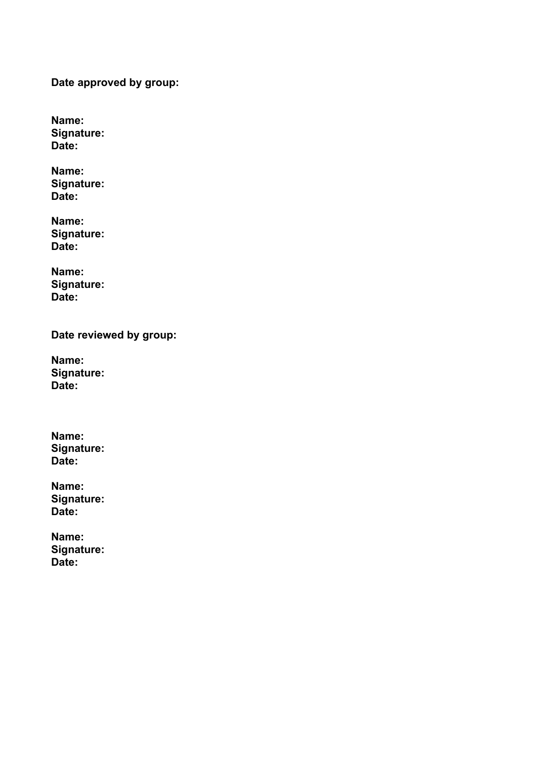**Date approved by group:**

**Name:**
**Signature:**
**Date:**

**Name:**
**Signature:**
**Date:**

**Name:**
**Signature:**
**Date:**

**Name:**
**Signature:**
**Date:**

**Date reviewed by group:**

**Name:**
**Signature:**
**Date:**

**Name:**
**Signature:**
**Date:**

**Name:**
**Signature:**
**Date:**

**Name:**
**Signature:**
**Date:**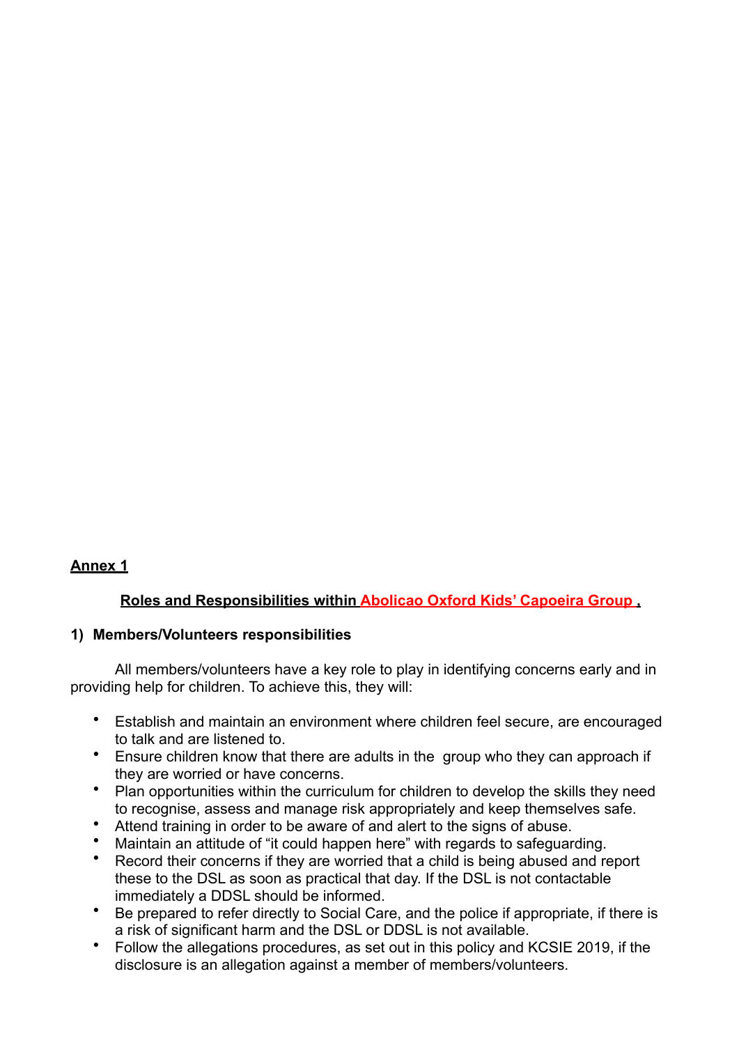**Annex 1**

**Roles and Responsibilities within Abolicao Oxford Kids' Capoeira Group ,**

**1) Members/Volunteers responsibilities**

All members/volunteers have a key role to play in identifying concerns early and in providing help for children. To achieve this, they will:

- Establish and maintain an environment where children feel secure, are encouraged to talk and are listened to.
- Ensure children know that there are adults in the group who they can approach if they are worried or have concerns.
- Plan opportunities within the curriculum for children to develop the skills they need to recognise, assess and manage risk appropriately and keep themselves safe.
- Attend training in order to be aware of and alert to the signs of abuse.
- Maintain an attitude of "it could happen here" with regards to safeguarding.
- Record their concerns if they are worried that a child is being abused and report these to the DSL as soon as practical that day. If the DSL is not contactable immediately a DDSL should be informed.
- Be prepared to refer directly to Social Care, and the police if appropriate, if there is a risk of significant harm and the DSL or DDSL is not available.
- Follow the allegations procedures, as set out in this policy and KCSIE 2019, if the disclosure is an allegation against a member of members/volunteers.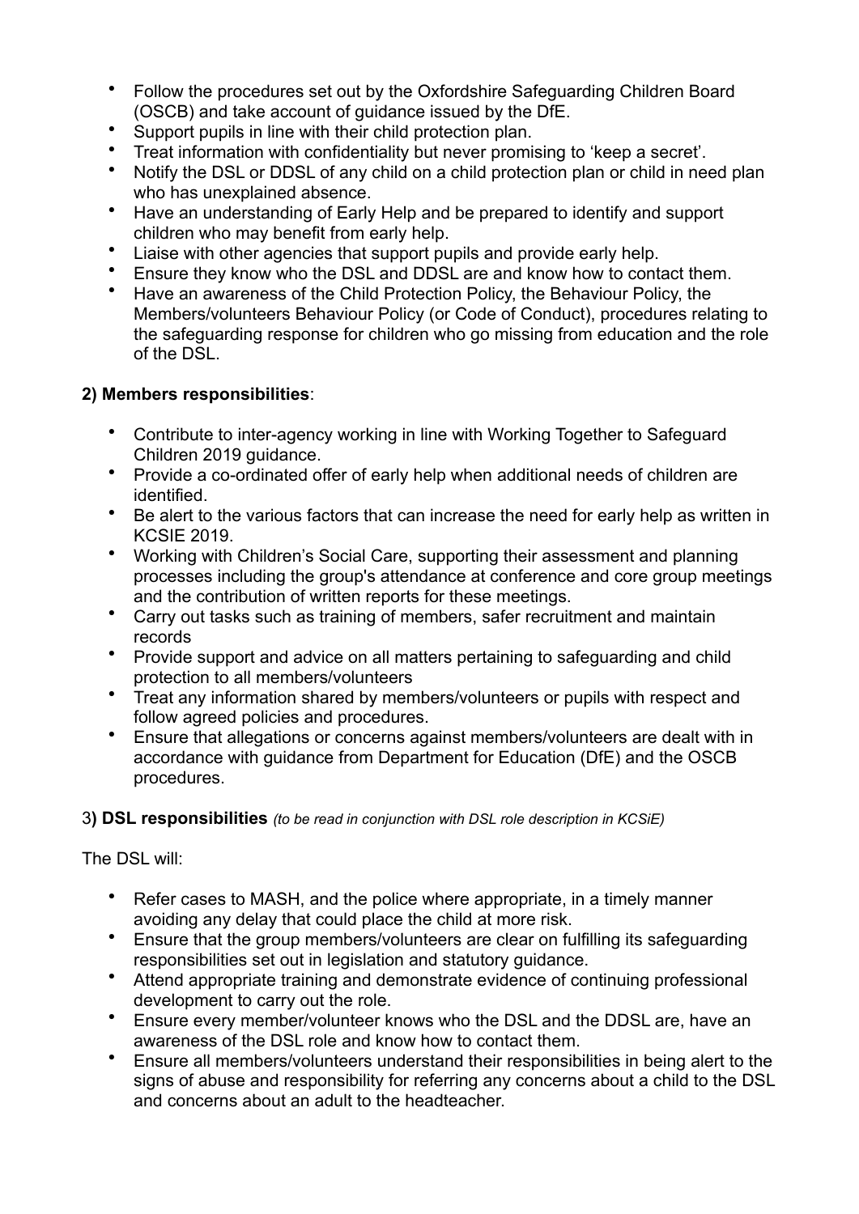- Follow the procedures set out by the Oxfordshire Safeguarding Children Board (OSCB) and take account of guidance issued by the DfE.
- Support pupils in line with their child protection plan.
- Treat information with confidentiality but never promising to 'keep a secret'.
- Notify the DSL or DDSL of any child on a child protection plan or child in need plan who has unexplained absence.
- Have an understanding of Early Help and be prepared to identify and support children who may benefit from early help.
- Liaise with other agencies that support pupils and provide early help.
- Ensure they know who the DSL and DDSL are and know how to contact them.
- Have an awareness of the Child Protection Policy, the Behaviour Policy, the Members/volunteers Behaviour Policy (or Code of Conduct), procedures relating to the safeguarding response for children who go missing from education and the role of the DSL.

**2) Members responsibilities**:

- Contribute to inter-agency working in line with Working Together to Safeguard Children 2019 guidance.
- Provide a co-ordinated offer of early help when additional needs of children are identified.
- Be alert to the various factors that can increase the need for early help as written in KCSIE 2019.
- Working with Children's Social Care, supporting their assessment and planning processes including the group's attendance at conference and core group meetings and the contribution of written reports for these meetings.
- Carry out tasks such as training of members, safer recruitment and maintain records
- Provide support and advice on all matters pertaining to safeguarding and child protection to all members/volunteers
- Treat any information shared by members/volunteers or pupils with respect and follow agreed policies and procedures.
- Ensure that allegations or concerns against members/volunteers are dealt with in accordance with guidance from Department for Education (DfE) and the OSCB procedures.

3**) DSL responsibilities** *(to be read in conjunction with DSL role description in KCSiE)*

The DSL will:

- Refer cases to MASH, and the police where appropriate, in a timely manner avoiding any delay that could place the child at more risk.
- Ensure that the group members/volunteers are clear on fulfilling its safeguarding responsibilities set out in legislation and statutory guidance.
- Attend appropriate training and demonstrate evidence of continuing professional development to carry out the role.
- Ensure every member/volunteer knows who the DSL and the DDSL are, have an awareness of the DSL role and know how to contact them.
- Ensure all members/volunteers understand their responsibilities in being alert to the signs of abuse and responsibility for referring any concerns about a child to the DSL and concerns about an adult to the headteacher.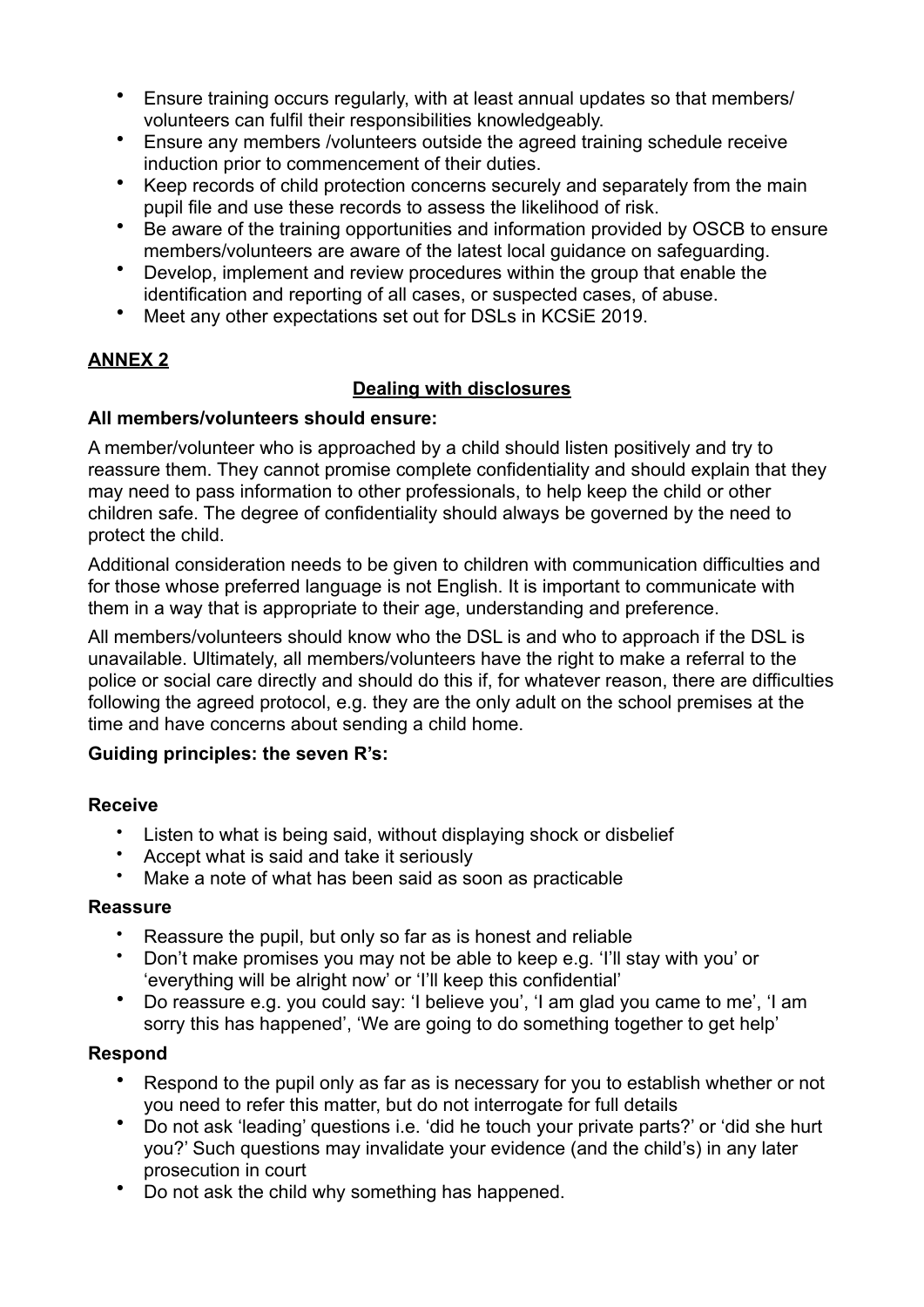- Ensure training occurs regularly, with at least annual updates so that members/ volunteers can fulfil their responsibilities knowledgeably.
- Ensure any members /volunteers outside the agreed training schedule receive induction prior to commencement of their duties.
- Keep records of child protection concerns securely and separately from the main pupil file and use these records to assess the likelihood of risk.
- Be aware of the training opportunities and information provided by OSCB to ensure members/volunteers are aware of the latest local guidance on safeguarding.
- Develop, implement and review procedures within the group that enable the identification and reporting of all cases, or suspected cases, of abuse.
- Meet any other expectations set out for DSLs in KCSiE 2019.

## **<u>ANNEX 2</u>**

### **<u>Dealing with disclosures</u>**

**All members/volunteers should ensure:**

A member/volunteer who is approached by a child should listen positively and try to reassure them. They cannot promise complete confidentiality and should explain that they may need to pass information to other professionals, to help keep the child or other children safe. The degree of confidentiality should always be governed by the need to protect the child.

Additional consideration needs to be given to children with communication difficulties and for those whose preferred language is not English. It is important to communicate with them in a way that is appropriate to their age, understanding and preference.

All members/volunteers should know who the DSL is and who to approach if the DSL is unavailable. Ultimately, all members/volunteers have the right to make a referral to the police or social care directly and should do this if, for whatever reason, there are difficulties following the agreed protocol, e.g. they are the only adult on the school premises at the time and have concerns about sending a child home.

**Guiding principles: the seven R's:**

**Receive**

- Listen to what is being said, without displaying shock or disbelief
- Accept what is said and take it seriously
- Make a note of what has been said as soon as practicable

**Reassure**

- Reassure the pupil, but only so far as is honest and reliable
- Don't make promises you may not be able to keep e.g. 'I'll stay with you' or 'everything will be alright now' or 'I'll keep this confidential'
- Do reassure e.g. you could say: 'I believe you', 'I am glad you came to me', 'I am sorry this has happened', 'We are going to do something together to get help'

**Respond**

- Respond to the pupil only as far as is necessary for you to establish whether or not you need to refer this matter, but do not interrogate for full details
- Do not ask 'leading' questions i.e. 'did he touch your private parts?' or 'did she hurt you?' Such questions may invalidate your evidence (and the child's) in any later prosecution in court
- Do not ask the child why something has happened.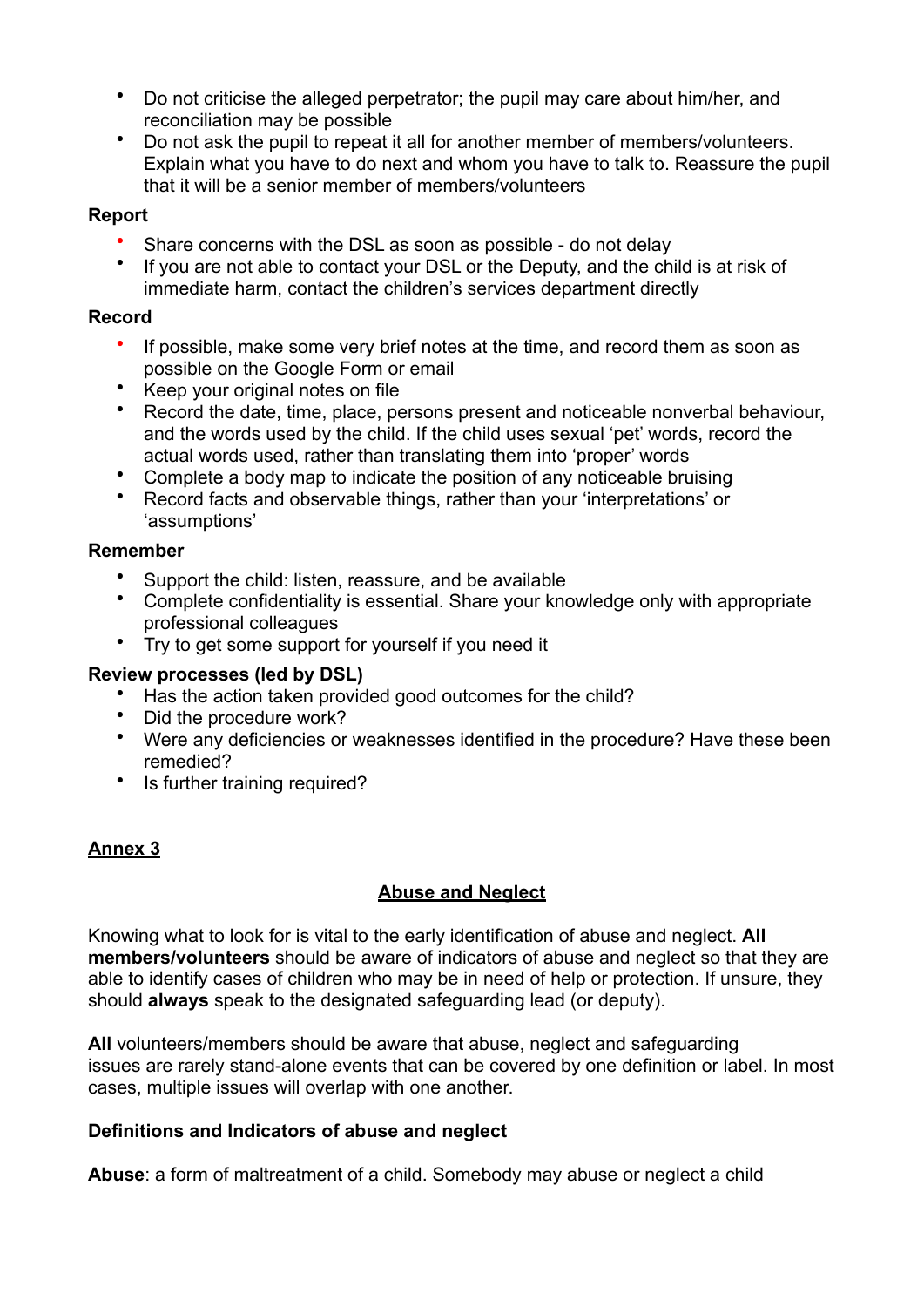- Do not criticise the alleged perpetrator; the pupil may care about him/her, and reconciliation may be possible
- Do not ask the pupil to repeat it all for another member of members/volunteers. Explain what you have to do next and whom you have to talk to. Reassure the pupil that it will be a senior member of members/volunteers

**Report**

- Share concerns with the DSL as soon as possible - do not delay
- If you are not able to contact your DSL or the Deputy, and the child is at risk of immediate harm, contact the children's services department directly

**Record**

- If possible, make some very brief notes at the time, and record them as soon as possible on the Google Form or email
- Keep your original notes on file
- Record the date, time, place, persons present and noticeable nonverbal behaviour, and the words used by the child. If the child uses sexual 'pet' words, record the actual words used, rather than translating them into 'proper' words
- Complete a body map to indicate the position of any noticeable bruising
- Record facts and observable things, rather than your 'interpretations' or 'assumptions'

**Remember**

- Support the child: listen, reassure, and be available
- Complete confidentiality is essential. Share your knowledge only with appropriate professional colleagues
- Try to get some support for yourself if you need it

**Review processes (led by DSL)**

- Has the action taken provided good outcomes for the child?
- Did the procedure work?
- Were any deficiencies or weaknesses identified in the procedure? Have these been remedied?
- Is further training required?

## Annex 3

## Abuse and Neglect

Knowing what to look for is vital to the early identification of abuse and neglect. **All members/volunteers** should be aware of indicators of abuse and neglect so that they are able to identify cases of children who may be in need of help or protection. If unsure, they should **always** speak to the designated safeguarding lead (or deputy).

**All** volunteers/members should be aware that abuse, neglect and safeguarding issues are rarely stand-alone events that can be covered by one definition or label. In most cases, multiple issues will overlap with one another.

### Definitions and Indicators of abuse and neglect

**Abuse**: a form of maltreatment of a child. Somebody may abuse or neglect a child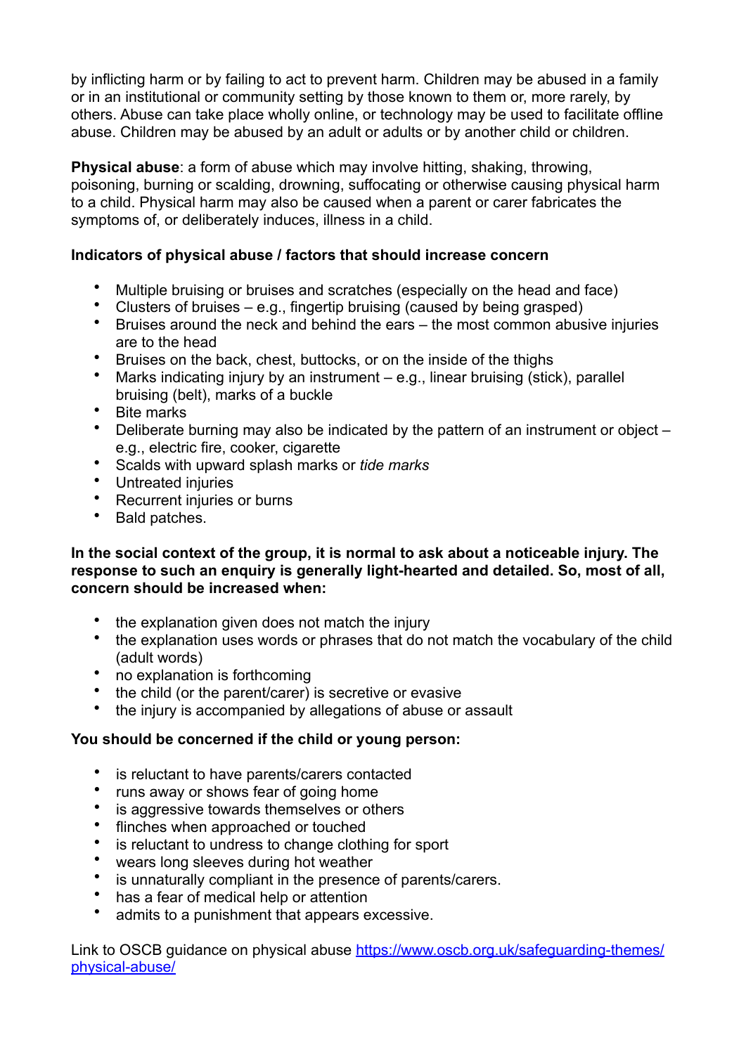by inflicting harm or by failing to act to prevent harm. Children may be abused in a family or in an institutional or community setting by those known to them or, more rarely, by others. Abuse can take place wholly online, or technology may be used to facilitate offline abuse. Children may be abused by an adult or adults or by another child or children.

**Physical abuse**: a form of abuse which may involve hitting, shaking, throwing, poisoning, burning or scalding, drowning, suffocating or otherwise causing physical harm to a child. Physical harm may also be caused when a parent or carer fabricates the symptoms of, or deliberately induces, illness in a child.

**Indicators of physical abuse / factors that should increase concern**

- Multiple bruising or bruises and scratches (especially on the head and face)
- Clusters of bruises – e.g., fingertip bruising (caused by being grasped)
- Bruises around the neck and behind the ears – the most common abusive injuries are to the head
- Bruises on the back, chest, buttocks, or on the inside of the thighs
- Marks indicating injury by an instrument – e.g., linear bruising (stick), parallel bruising (belt), marks of a buckle
- Bite marks
- Deliberate burning may also be indicated by the pattern of an instrument or object – e.g., electric fire, cooker, cigarette
- Scalds with upward splash marks or *tide marks*
- Untreated injuries
- Recurrent injuries or burns
- Bald patches.

**In the social context of the group, it is normal to ask about a noticeable injury. The response to such an enquiry is generally light-hearted and detailed. So, most of all, concern should be increased when:**

- the explanation given does not match the injury
- the explanation uses words or phrases that do not match the vocabulary of the child (adult words)
- no explanation is forthcoming
- the child (or the parent/carer) is secretive or evasive
- the injury is accompanied by allegations of abuse or assault

**You should be concerned if the child or young person:**

- is reluctant to have parents/carers contacted
- runs away or shows fear of going home
- is aggressive towards themselves or others
- flinches when approached or touched
- is reluctant to undress to change clothing for sport
- wears long sleeves during hot weather
- is unnaturally compliant in the presence of parents/carers.
- has a fear of medical help or attention
- admits to a punishment that appears excessive.

Link to OSCB guidance on physical abuse [https://www.oscb.org.uk/safeguarding-themes/physical-abuse/](https://www.oscb.org.uk/safeguarding-themes/physical-abuse/)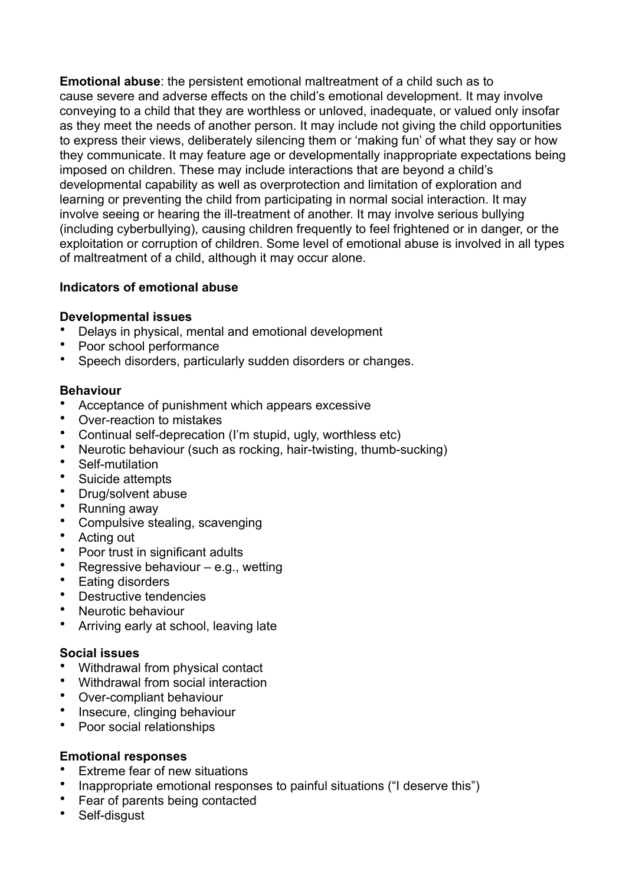**Emotional abuse**: the persistent emotional maltreatment of a child such as to cause severe and adverse effects on the child's emotional development. It may involve conveying to a child that they are worthless or unloved, inadequate, or valued only insofar as they meet the needs of another person. It may include not giving the child opportunities to express their views, deliberately silencing them or 'making fun' of what they say or how they communicate. It may feature age or developmentally inappropriate expectations being imposed on children. These may include interactions that are beyond a child's developmental capability as well as overprotection and limitation of exploration and learning or preventing the child from participating in normal social interaction. It may involve seeing or hearing the ill-treatment of another. It may involve serious bullying (including cyberbullying), causing children frequently to feel frightened or in danger, or the exploitation or corruption of children. Some level of emotional abuse is involved in all types of maltreatment of a child, although it may occur alone.

**Indicators of emotional abuse**

**Developmental issues**

- Delays in physical, mental and emotional development
- Poor school performance
- Speech disorders, particularly sudden disorders or changes.

**Behaviour**

- Acceptance of punishment which appears excessive
- Over-reaction to mistakes
- Continual self-deprecation (I'm stupid, ugly, worthless etc)
- Neurotic behaviour (such as rocking, hair-twisting, thumb-sucking)
- Self-mutilation
- Suicide attempts
- Drug/solvent abuse
- Running away
- Compulsive stealing, scavenging
- Acting out
- Poor trust in significant adults
- Regressive behaviour – e.g., wetting
- Eating disorders
- Destructive tendencies
- Neurotic behaviour
- Arriving early at school, leaving late

**Social issues**

- Withdrawal from physical contact
- Withdrawal from social interaction
- Over-compliant behaviour
- Insecure, clinging behaviour
- Poor social relationships

**Emotional responses**

- Extreme fear of new situations
- Inappropriate emotional responses to painful situations ("I deserve this")
- Fear of parents being contacted
- Self-disgust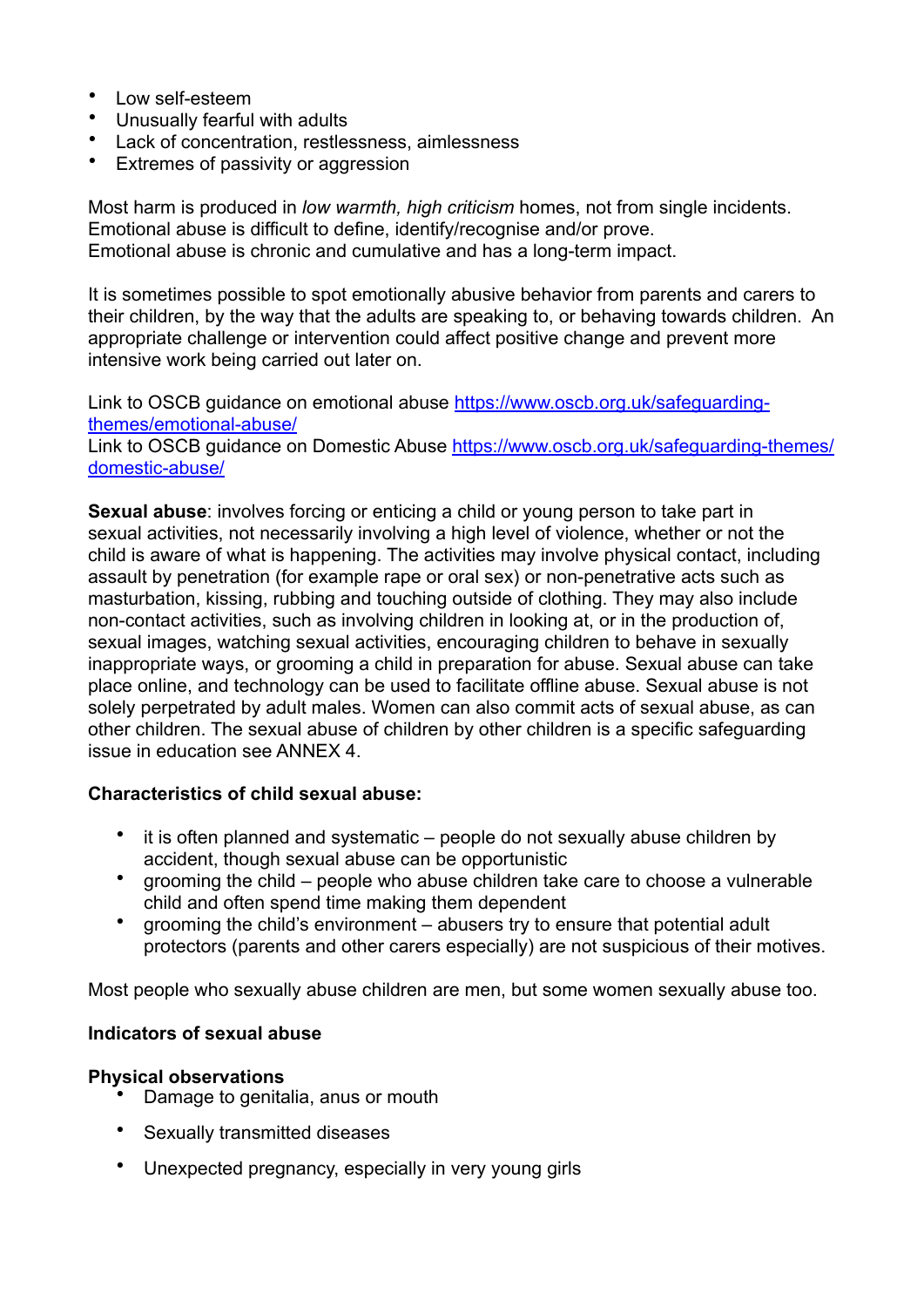- Low self-esteem
- Unusually fearful with adults
- Lack of concentration, restlessness, aimlessness
- Extremes of passivity or aggression

Most harm is produced in *low warmth, high criticism* homes, not from single incidents.
Emotional abuse is difficult to define, identify/recognise and/or prove.
Emotional abuse is chronic and cumulative and has a long-term impact.

It is sometimes possible to spot emotionally abusive behavior from parents and carers to their children, by the way that the adults are speaking to, or behaving towards children. An appropriate challenge or intervention could affect positive change and prevent more intensive work being carried out later on.

Link to OSCB guidance on emotional abuse [https://www.oscb.org.uk/safeguarding-themes/emotional-abuse/](https://www.oscb.org.uk/safeguarding-themes/emotional-abuse/)
Link to OSCB guidance on Domestic Abuse [https://www.oscb.org.uk/safeguarding-themes/domestic-abuse/](https://www.oscb.org.uk/safeguarding-themes/domestic-abuse/)

**Sexual abuse**: involves forcing or enticing a child or young person to take part in sexual activities, not necessarily involving a high level of violence, whether or not the child is aware of what is happening. The activities may involve physical contact, including assault by penetration (for example rape or oral sex) or non-penetrative acts such as masturbation, kissing, rubbing and touching outside of clothing. They may also include non-contact activities, such as involving children in looking at, or in the production of, sexual images, watching sexual activities, encouraging children to behave in sexually inappropriate ways, or grooming a child in preparation for abuse. Sexual abuse can take place online, and technology can be used to facilitate offline abuse. Sexual abuse is not solely perpetrated by adult males. Women can also commit acts of sexual abuse, as can other children. The sexual abuse of children by other children is a specific safeguarding issue in education see ANNEX 4.

**Characteristics of child sexual abuse:**

- it is often planned and systematic – people do not sexually abuse children by accident, though sexual abuse can be opportunistic
- grooming the child – people who abuse children take care to choose a vulnerable child and often spend time making them dependent
- grooming the child's environment – abusers try to ensure that potential adult protectors (parents and other carers especially) are not suspicious of their motives.

Most people who sexually abuse children are men, but some women sexually abuse too.

**Indicators of sexual abuse**

**Physical observations**

- Damage to genitalia, anus or mouth
- Sexually transmitted diseases
- Unexpected pregnancy, especially in very young girls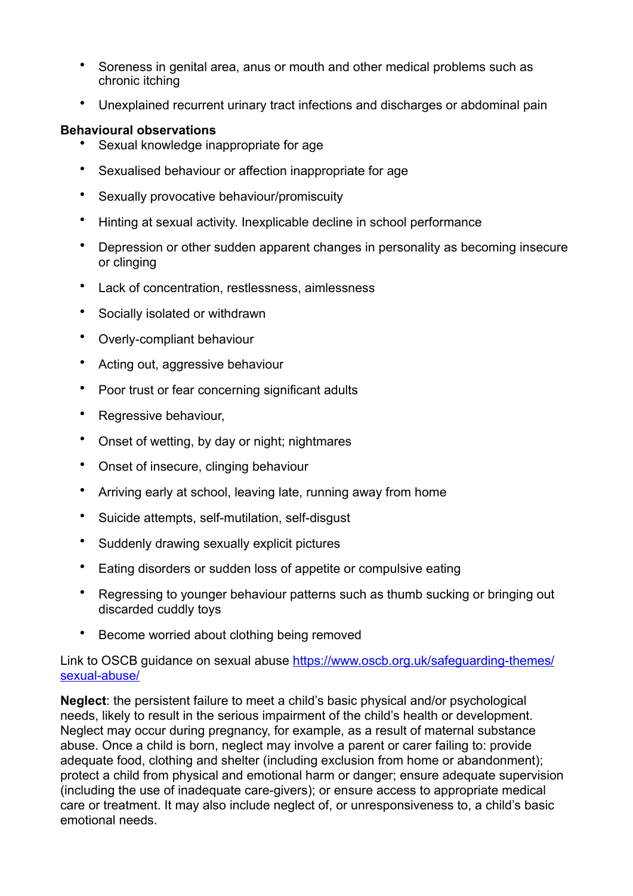- Soreness in genital area, anus or mouth and other medical problems such as chronic itching
- Unexplained recurrent urinary tract infections and discharges or abdominal pain

**Behavioural observations**

- Sexual knowledge inappropriate for age
- Sexualised behaviour or affection inappropriate for age
- Sexually provocative behaviour/promiscuity
- Hinting at sexual activity. Inexplicable decline in school performance
- Depression or other sudden apparent changes in personality as becoming insecure or clinging
- Lack of concentration, restlessness, aimlessness
- Socially isolated or withdrawn
- Overly-compliant behaviour
- Acting out, aggressive behaviour
- Poor trust or fear concerning significant adults
- Regressive behaviour,
- Onset of wetting, by day or night; nightmares
- Onset of insecure, clinging behaviour
- Arriving early at school, leaving late, running away from home
- Suicide attempts, self-mutilation, self-disgust
- Suddenly drawing sexually explicit pictures
- Eating disorders or sudden loss of appetite or compulsive eating
- Regressing to younger behaviour patterns such as thumb sucking or bringing out discarded cuddly toys
- Become worried about clothing being removed

Link to OSCB guidance on sexual abuse [https://www.oscb.org.uk/safeguarding-themes/sexual-abuse/](https://www.oscb.org.uk/safeguarding-themes/sexual-abuse/)

**Neglect**: the persistent failure to meet a child's basic physical and/or psychological needs, likely to result in the serious impairment of the child's health or development. Neglect may occur during pregnancy, for example, as a result of maternal substance abuse. Once a child is born, neglect may involve a parent or carer failing to: provide adequate food, clothing and shelter (including exclusion from home or abandonment); protect a child from physical and emotional harm or danger; ensure adequate supervision (including the use of inadequate care-givers); or ensure access to appropriate medical care or treatment. It may also include neglect of, or unresponsiveness to, a child's basic emotional needs.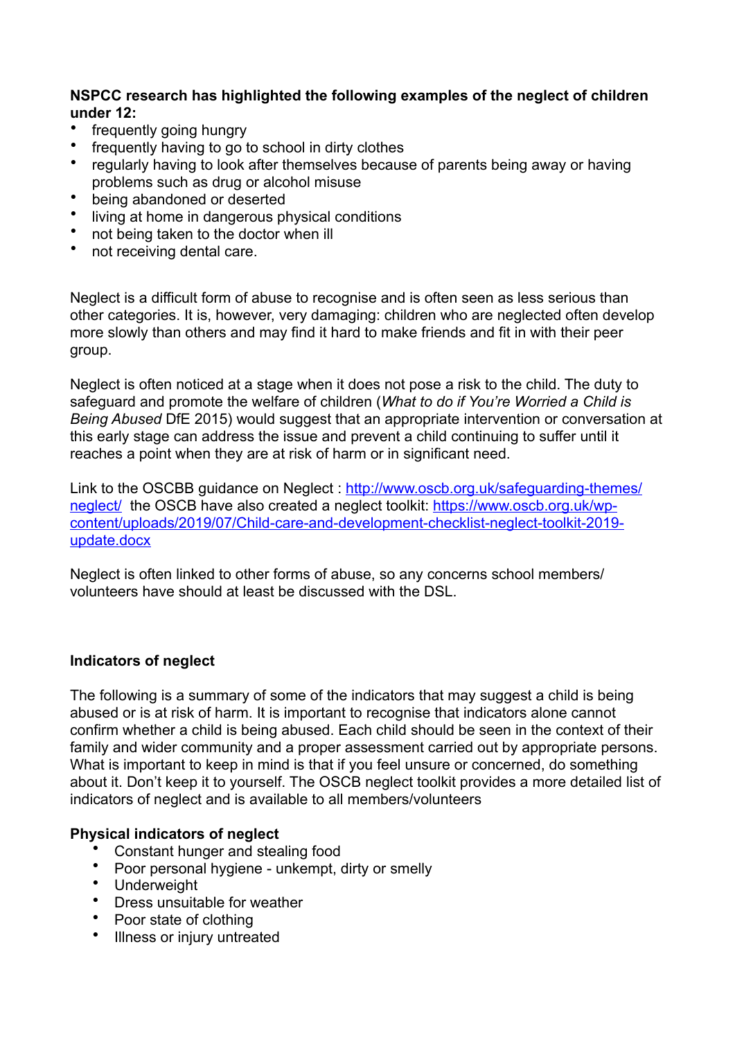**NSPCC research has highlighted the following examples of the neglect of children under 12:**

- frequently going hungry
- frequently having to go to school in dirty clothes
- regularly having to look after themselves because of parents being away or having problems such as drug or alcohol misuse
- being abandoned or deserted
- living at home in dangerous physical conditions
- not being taken to the doctor when ill
- not receiving dental care.

Neglect is a difficult form of abuse to recognise and is often seen as less serious than other categories. It is, however, very damaging: children who are neglected often develop more slowly than others and may find it hard to make friends and fit in with their peer group.

Neglect is often noticed at a stage when it does not pose a risk to the child. The duty to safeguard and promote the welfare of children (*What to do if You're Worried a Child is Being Abused* DfE 2015) would suggest that an appropriate intervention or conversation at this early stage can address the issue and prevent a child continuing to suffer until it reaches a point when they are at risk of harm or in significant need.

Link to the OSCBB guidance on Neglect : [http://www.oscb.org.uk/safeguarding-themes/neglect/](http://www.oscb.org.uk/safeguarding-themes/neglect/) the OSCB have also created a neglect toolkit: [https://www.oscb.org.uk/wp-content/uploads/2019/07/Child-care-and-development-checklist-neglect-toolkit-2019-update.docx](https://www.oscb.org.uk/wp-content/uploads/2019/07/Child-care-and-development-checklist-neglect-toolkit-2019-update.docx)

Neglect is often linked to other forms of abuse, so any concerns school members/ volunteers have should at least be discussed with the DSL.

**Indicators of neglect**

The following is a summary of some of the indicators that may suggest a child is being abused or is at risk of harm. It is important to recognise that indicators alone cannot confirm whether a child is being abused. Each child should be seen in the context of their family and wider community and a proper assessment carried out by appropriate persons. What is important to keep in mind is that if you feel unsure or concerned, do something about it. Don't keep it to yourself. The OSCB neglect toolkit provides a more detailed list of indicators of neglect and is available to all members/volunteers

**Physical indicators of neglect**

- Constant hunger and stealing food
- Poor personal hygiene - unkempt, dirty or smelly
- Underweight
- Dress unsuitable for weather
- Poor state of clothing
- Illness or injury untreated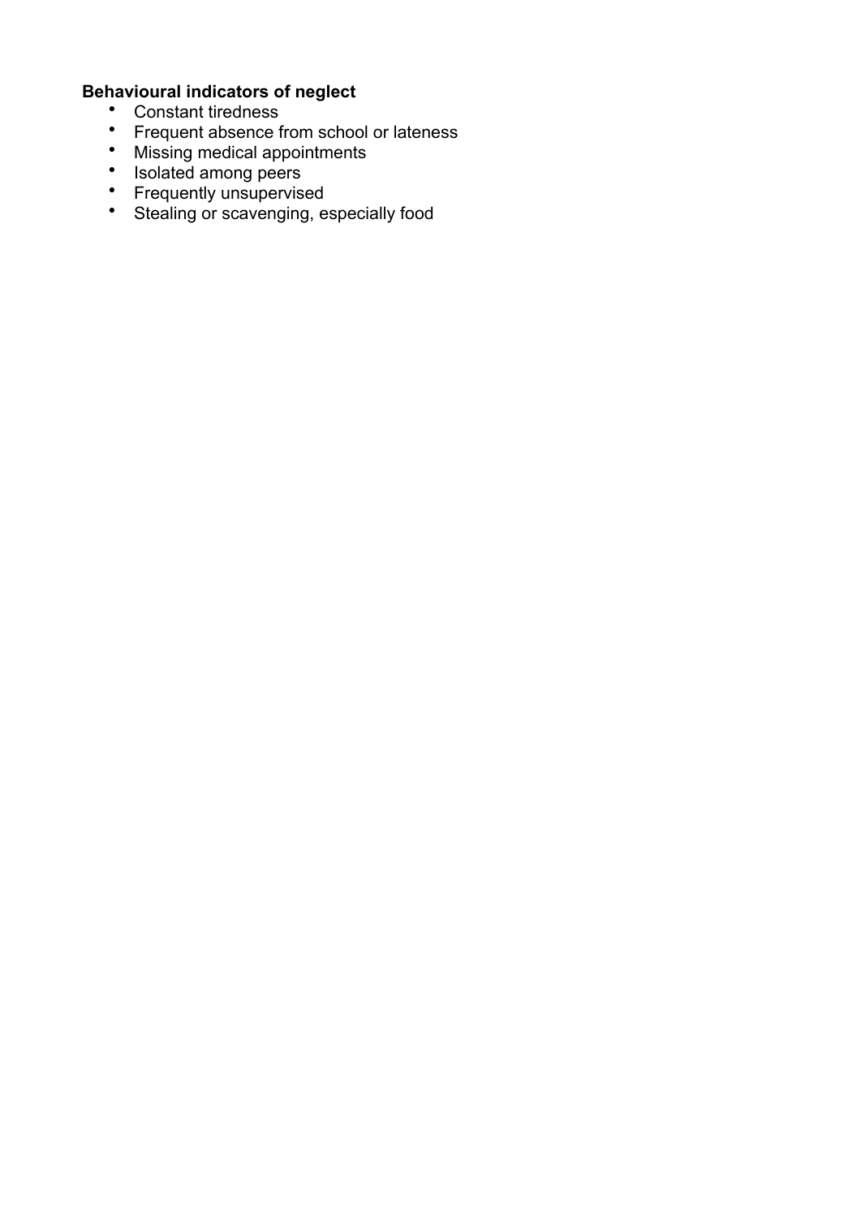**Behavioural indicators of neglect**

- Constant tiredness
- Frequent absence from school or lateness
- Missing medical appointments
- Isolated among peers
- Frequently unsupervised
- Stealing or scavenging, especially food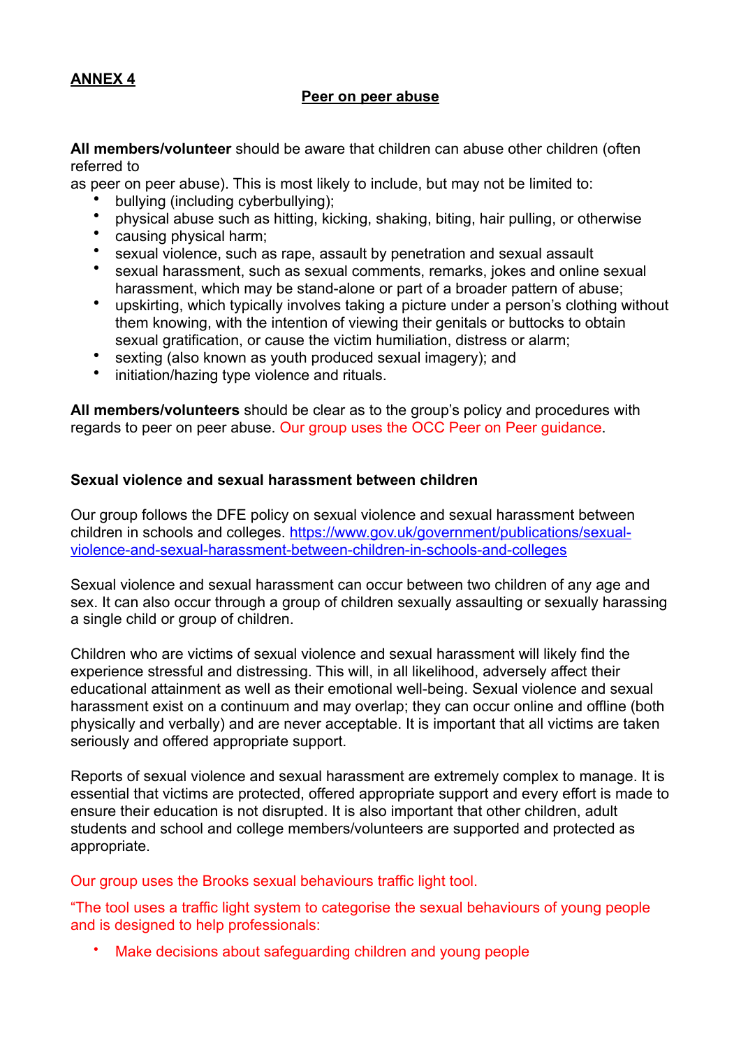**ANNEX 4**

**Peer on peer abuse**

**All members/volunteer** should be aware that children can abuse other children (often referred to as peer on peer abuse). This is most likely to include, but may not be limited to:

- bullying (including cyberbullying);
- physical abuse such as hitting, kicking, shaking, biting, hair pulling, or otherwise
- causing physical harm;
- sexual violence, such as rape, assault by penetration and sexual assault
- sexual harassment, such as sexual comments, remarks, jokes and online sexual harassment, which may be stand-alone or part of a broader pattern of abuse;
- upskirting, which typically involves taking a picture under a person's clothing without them knowing, with the intention of viewing their genitals or buttocks to obtain sexual gratification, or cause the victim humiliation, distress or alarm;
- sexting (also known as youth produced sexual imagery); and
- initiation/hazing type violence and rituals.

**All members/volunteers** should be clear as to the group's policy and procedures with regards to peer on peer abuse. Our group uses the OCC Peer on Peer guidance.

**Sexual violence and sexual harassment between children**

Our group follows the DFE policy on sexual violence and sexual harassment between children in schools and colleges. https://www.gov.uk/government/publications/sexual-violence-and-sexual-harassment-between-children-in-schools-and-colleges

Sexual violence and sexual harassment can occur between two children of any age and sex. It can also occur through a group of children sexually assaulting or sexually harassing a single child or group of children.

Children who are victims of sexual violence and sexual harassment will likely find the experience stressful and distressing. This will, in all likelihood, adversely affect their educational attainment as well as their emotional well-being. Sexual violence and sexual harassment exist on a continuum and may overlap; they can occur online and offline (both physically and verbally) and are never acceptable. It is important that all victims are taken seriously and offered appropriate support.

Reports of sexual violence and sexual harassment are extremely complex to manage. It is essential that victims are protected, offered appropriate support and every effort is made to ensure their education is not disrupted. It is also important that other children, adult students and school and college members/volunteers are supported and protected as appropriate.

Our group uses the Brooks sexual behaviours traffic light tool.

"The tool uses a traffic light system to categorise the sexual behaviours of young people and is designed to help professionals:

- Make decisions about safeguarding children and young people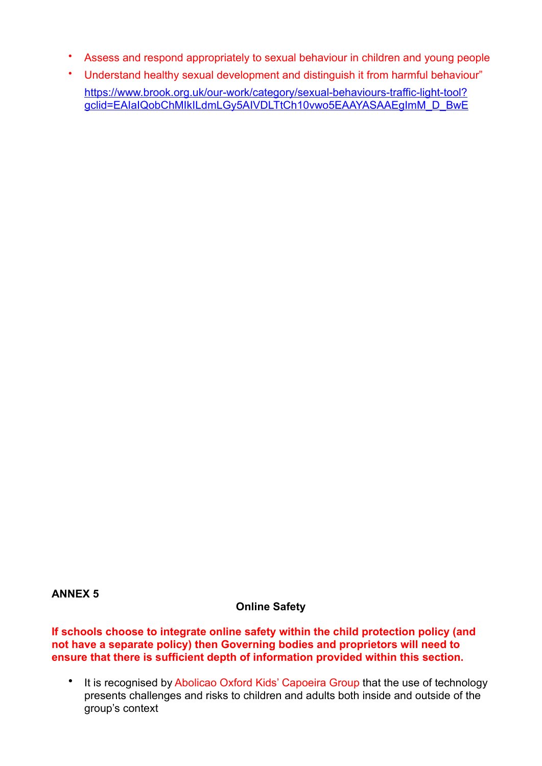- Assess and respond appropriately to sexual behaviour in children and young people
- Understand healthy sexual development and distinguish it from harmful behaviour"

  https://www.brook.org.uk/our-work/category/sexual-behaviours-traffic-light-tool?gclid=EAIaIQobChMIkILdmLGy5AIVDLTtCh10vwo5EAAYASAAEgImM_D_BwE

**ANNEX 5**

**Online Safety**

**If schools choose to integrate online safety within the child protection policy (and not have a separate policy) then Governing bodies and proprietors will need to ensure that there is sufficient depth of information provided within this section.**

- It is recognised by Abolicao Oxford Kids' Capoeira Group that the use of technology presents challenges and risks to children and adults both inside and outside of the group's context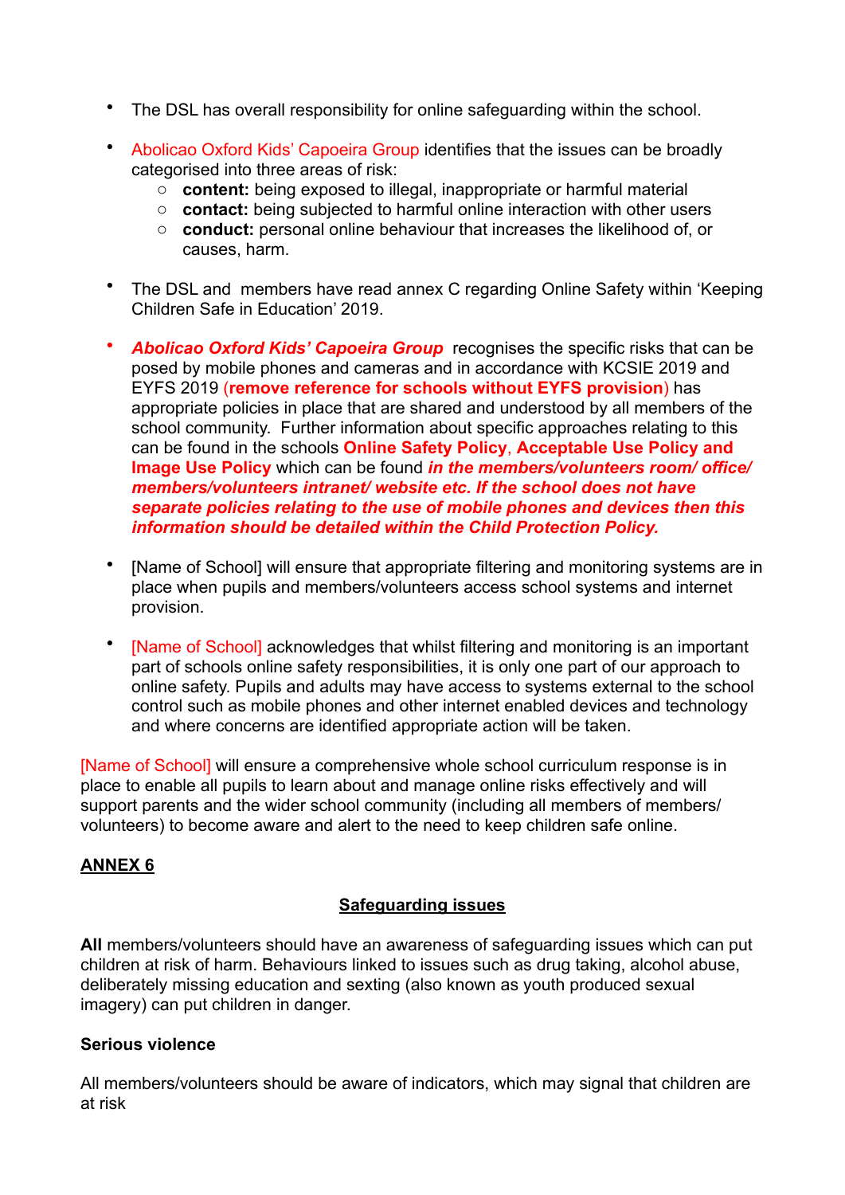- The DSL has overall responsibility for online safeguarding within the school.

- Abolicao Oxford Kids' Capoeira Group identifies that the issues can be broadly categorised into three areas of risk:
    - **content:** being exposed to illegal, inappropriate or harmful material
    - **contact:** being subjected to harmful online interaction with other users
    - **conduct:** personal online behaviour that increases the likelihood of, or causes, harm.

- The DSL and members have read annex C regarding Online Safety within 'Keeping Children Safe in Education' 2019.

- ***Abolicao Oxford Kids' Capoeira Group*** recognises the specific risks that can be posed by mobile phones and cameras and in accordance with KCSIE 2019 and EYFS 2019 (**remove reference for schools without EYFS provision**) has appropriate policies in place that are shared and understood by all members of the school community. Further information about specific approaches relating to this can be found in the schools **Online Safety Policy**, **Acceptable Use Policy and Image Use Policy** which can be found ***in the members/volunteers room/ office/ members/volunteers intranet/ website etc. If the school does not have separate policies relating to the use of mobile phones and devices then this information should be detailed within the Child Protection Policy.***

- [Name of School] will ensure that appropriate filtering and monitoring systems are in place when pupils and members/volunteers access school systems and internet provision.

- [Name of School] acknowledges that whilst filtering and monitoring is an important part of schools online safety responsibilities, it is only one part of our approach to online safety. Pupils and adults may have access to systems external to the school control such as mobile phones and other internet enabled devices and technology and where concerns are identified appropriate action will be taken.

[Name of School] will ensure a comprehensive whole school curriculum response is in place to enable all pupils to learn about and manage online risks effectively and will support parents and the wider school community (including all members of members/ volunteers) to become aware and alert to the need to keep children safe online.

## ANNEX 6

### Safeguarding issues

**All** members/volunteers should have an awareness of safeguarding issues which can put children at risk of harm. Behaviours linked to issues such as drug taking, alcohol abuse, deliberately missing education and sexting (also known as youth produced sexual imagery) can put children in danger.

**Serious violence**

All members/volunteers should be aware of indicators, which may signal that children are at risk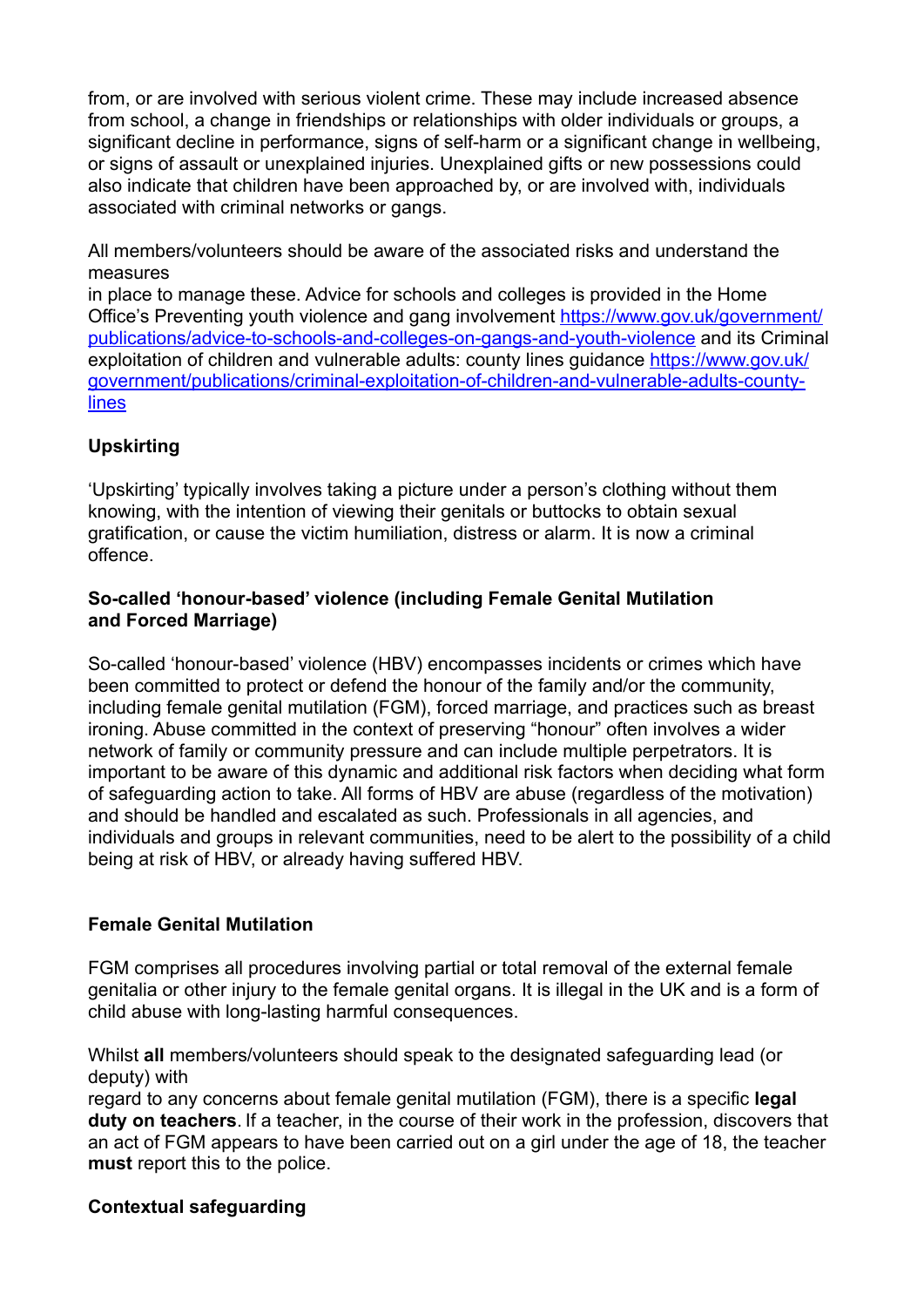from, or are involved with serious violent crime. These may include increased absence from school, a change in friendships or relationships with older individuals or groups, a significant decline in performance, signs of self-harm or a significant change in wellbeing, or signs of assault or unexplained injuries. Unexplained gifts or new possessions could also indicate that children have been approached by, or are involved with, individuals associated with criminal networks or gangs.

All members/volunteers should be aware of the associated risks and understand the measures
in place to manage these. Advice for schools and colleges is provided in the Home Office's Preventing youth violence and gang involvement [https://www.gov.uk/government/publications/advice-to-schools-and-colleges-on-gangs-and-youth-violence](https://www.gov.uk/government/publications/advice-to-schools-and-colleges-on-gangs-and-youth-violence) and its Criminal exploitation of children and vulnerable adults: county lines guidance [https://www.gov.uk/government/publications/criminal-exploitation-of-children-and-vulnerable-adults-county-lines](https://www.gov.uk/government/publications/criminal-exploitation-of-children-and-vulnerable-adults-county-lines)

**Upskirting**

'Upskirting' typically involves taking a picture under a person's clothing without them knowing, with the intention of viewing their genitals or buttocks to obtain sexual gratification, or cause the victim humiliation, distress or alarm. It is now a criminal offence.

**So-called 'honour-based' violence (including Female Genital Mutilation and Forced Marriage)**

So-called 'honour-based' violence (HBV) encompasses incidents or crimes which have been committed to protect or defend the honour of the family and/or the community, including female genital mutilation (FGM), forced marriage, and practices such as breast ironing. Abuse committed in the context of preserving "honour" often involves a wider network of family or community pressure and can include multiple perpetrators. It is important to be aware of this dynamic and additional risk factors when deciding what form of safeguarding action to take. All forms of HBV are abuse (regardless of the motivation) and should be handled and escalated as such. Professionals in all agencies, and individuals and groups in relevant communities, need to be alert to the possibility of a child being at risk of HBV, or already having suffered HBV.

**Female Genital Mutilation**

FGM comprises all procedures involving partial or total removal of the external female genitalia or other injury to the female genital organs. It is illegal in the UK and is a form of child abuse with long-lasting harmful consequences.

Whilst **all** members/volunteers should speak to the designated safeguarding lead (or deputy) with
regard to any concerns about female genital mutilation (FGM), there is a specific **legal duty on teachers**. If a teacher, in the course of their work in the profession, discovers that an act of FGM appears to have been carried out on a girl under the age of 18, the teacher **must** report this to the police.

**Contextual safeguarding**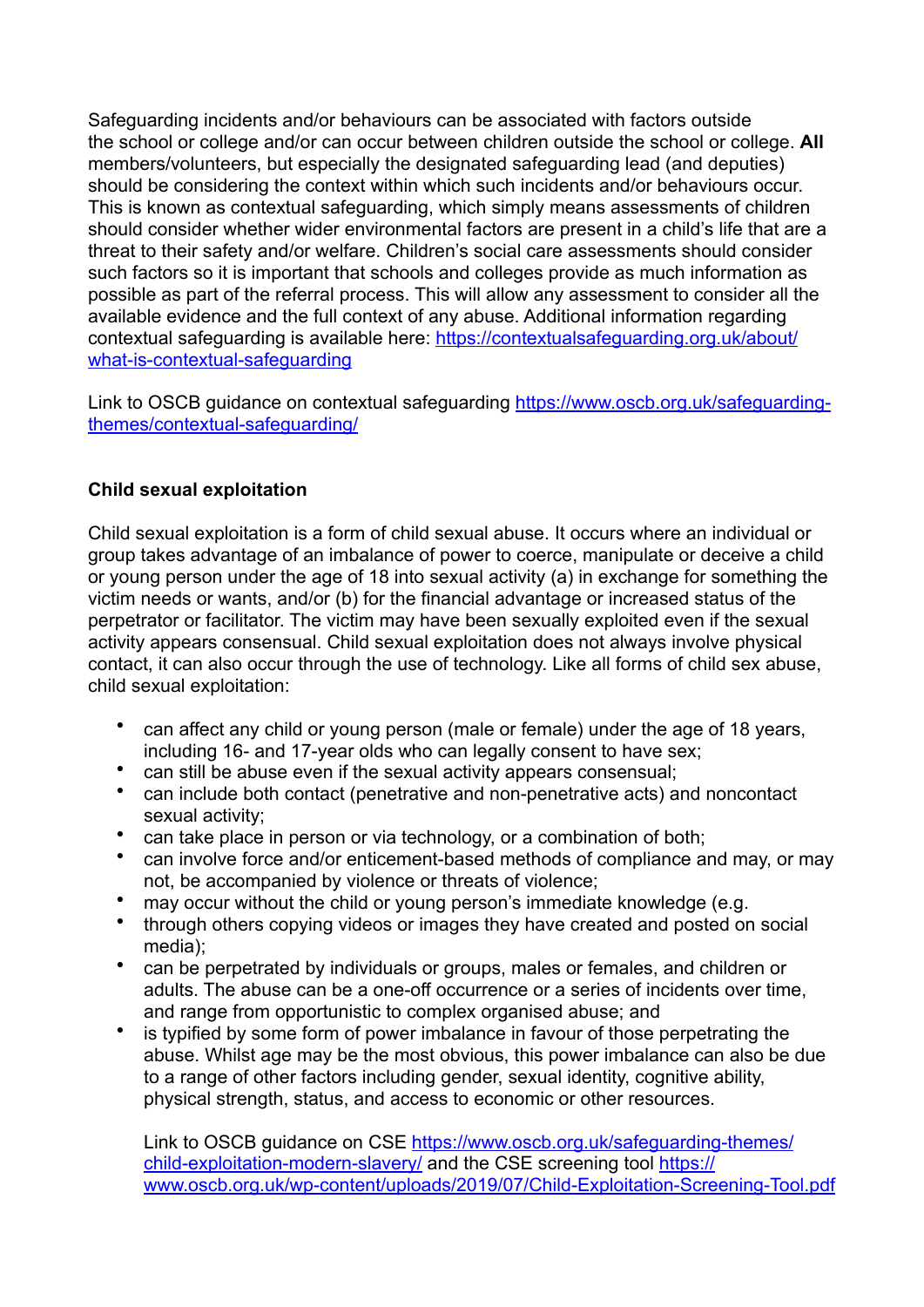Safeguarding incidents and/or behaviours can be associated with factors outside the school or college and/or can occur between children outside the school or college. **All** members/volunteers, but especially the designated safeguarding lead (and deputies) should be considering the context within which such incidents and/or behaviours occur. This is known as contextual safeguarding, which simply means assessments of children should consider whether wider environmental factors are present in a child's life that are a threat to their safety and/or welfare. Children's social care assessments should consider such factors so it is important that schools and colleges provide as much information as possible as part of the referral process. This will allow any assessment to consider all the available evidence and the full context of any abuse. Additional information regarding contextual safeguarding is available here: [https://contextualsafeguarding.org.uk/about/what-is-contextual-safeguarding](https://contextualsafeguarding.org.uk/about/what-is-contextual-safeguarding)

Link to OSCB guidance on contextual safeguarding [https://www.oscb.org.uk/safeguarding-themes/contextual-safeguarding/](https://www.oscb.org.uk/safeguarding-themes/contextual-safeguarding/)

**Child sexual exploitation**

Child sexual exploitation is a form of child sexual abuse. It occurs where an individual or group takes advantage of an imbalance of power to coerce, manipulate or deceive a child or young person under the age of 18 into sexual activity (a) in exchange for something the victim needs or wants, and/or (b) for the financial advantage or increased status of the perpetrator or facilitator. The victim may have been sexually exploited even if the sexual activity appears consensual. Child sexual exploitation does not always involve physical contact, it can also occur through the use of technology. Like all forms of child sex abuse, child sexual exploitation:

- can affect any child or young person (male or female) under the age of 18 years, including 16- and 17-year olds who can legally consent to have sex;
- can still be abuse even if the sexual activity appears consensual;
- can include both contact (penetrative and non-penetrative acts) and noncontact sexual activity;
- can take place in person or via technology, or a combination of both;
- can involve force and/or enticement-based methods of compliance and may, or may not, be accompanied by violence or threats of violence;
- may occur without the child or young person's immediate knowledge (e.g.
- through others copying videos or images they have created and posted on social media);
- can be perpetrated by individuals or groups, males or females, and children or adults. The abuse can be a one-off occurrence or a series of incidents over time, and range from opportunistic to complex organised abuse; and
- is typified by some form of power imbalance in favour of those perpetrating the abuse. Whilst age may be the most obvious, this power imbalance can also be due to a range of other factors including gender, sexual identity, cognitive ability, physical strength, status, and access to economic or other resources.

Link to OSCB guidance on CSE [https://www.oscb.org.uk/safeguarding-themes/child-exploitation-modern-slavery/](https://www.oscb.org.uk/safeguarding-themes/child-exploitation-modern-slavery/) and the CSE screening tool [https://www.oscb.org.uk/wp-content/uploads/2019/07/Child-Exploitation-Screening-Tool.pdf](https://www.oscb.org.uk/wp-content/uploads/2019/07/Child-Exploitation-Screening-Tool.pdf)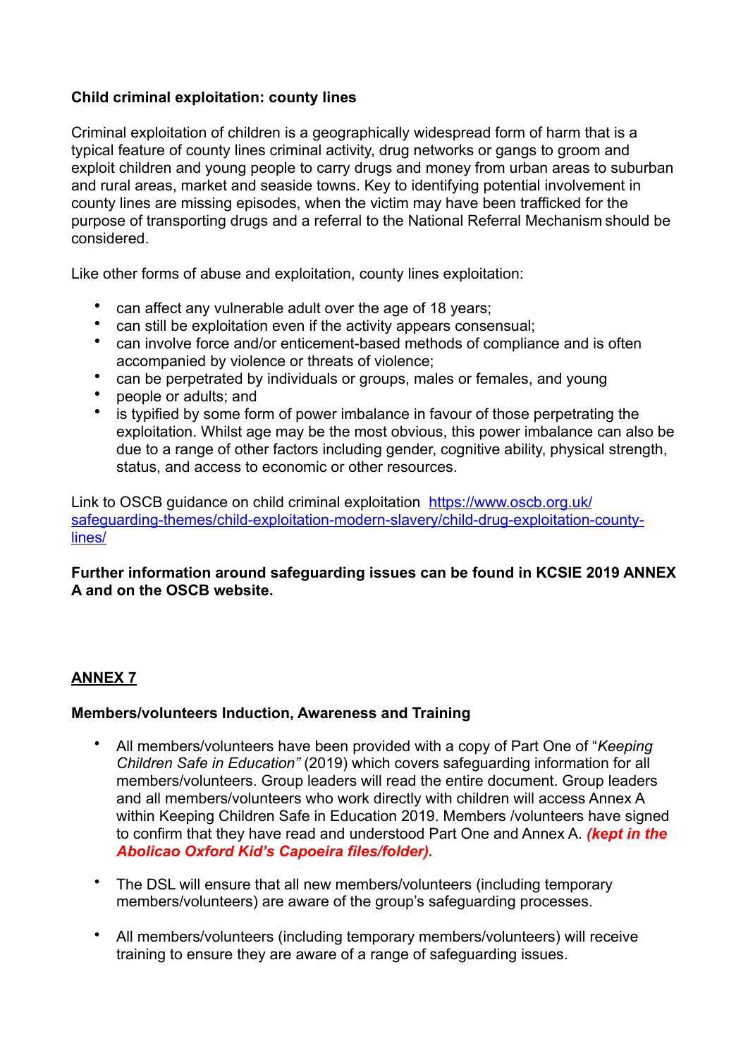**Child criminal exploitation: county lines**

Criminal exploitation of children is a geographically widespread form of harm that is a typical feature of county lines criminal activity, drug networks or gangs to groom and exploit children and young people to carry drugs and money from urban areas to suburban and rural areas, market and seaside towns. Key to identifying potential involvement in county lines are missing episodes, when the victim may have been trafficked for the purpose of transporting drugs and a referral to the National Referral Mechanism should be considered.

Like other forms of abuse and exploitation, county lines exploitation:

- can affect any vulnerable adult over the age of 18 years;
- can still be exploitation even if the activity appears consensual;
- can involve force and/or enticement-based methods of compliance and is often accompanied by violence or threats of violence;
- can be perpetrated by individuals or groups, males or females, and young
- people or adults; and
- is typified by some form of power imbalance in favour of those perpetrating the exploitation. Whilst age may be the most obvious, this power imbalance can also be due to a range of other factors including gender, cognitive ability, physical strength, status, and access to economic or other resources.

Link to OSCB guidance on child criminal exploitation [https://www.oscb.org.uk/safeguarding-themes/child-exploitation-modern-slavery/child-drug-exploitation-county-lines/](https://www.oscb.org.uk/safeguarding-themes/child-exploitation-modern-slavery/child-drug-exploitation-county-lines/)

**Further information around safeguarding issues can be found in KCSIE 2019 ANNEX A and on the OSCB website.**

## ANNEX 7

**Members/volunteers Induction, Awareness and Training**

- All members/volunteers have been provided with a copy of Part One of "*Keeping Children Safe in Education"* (2019) which covers safeguarding information for all members/volunteers. Group leaders will read the entire document. Group leaders and all members/volunteers who work directly with children will access Annex A within Keeping Children Safe in Education 2019. Members /volunteers have signed to confirm that they have read and understood Part One and Annex A. ***(kept in the Abolicao Oxford Kid's Capoeira files/folder).***

- The DSL will ensure that all new members/volunteers (including temporary members/volunteers) are aware of the group's safeguarding processes.

- All members/volunteers (including temporary members/volunteers) will receive training to ensure they are aware of a range of safeguarding issues.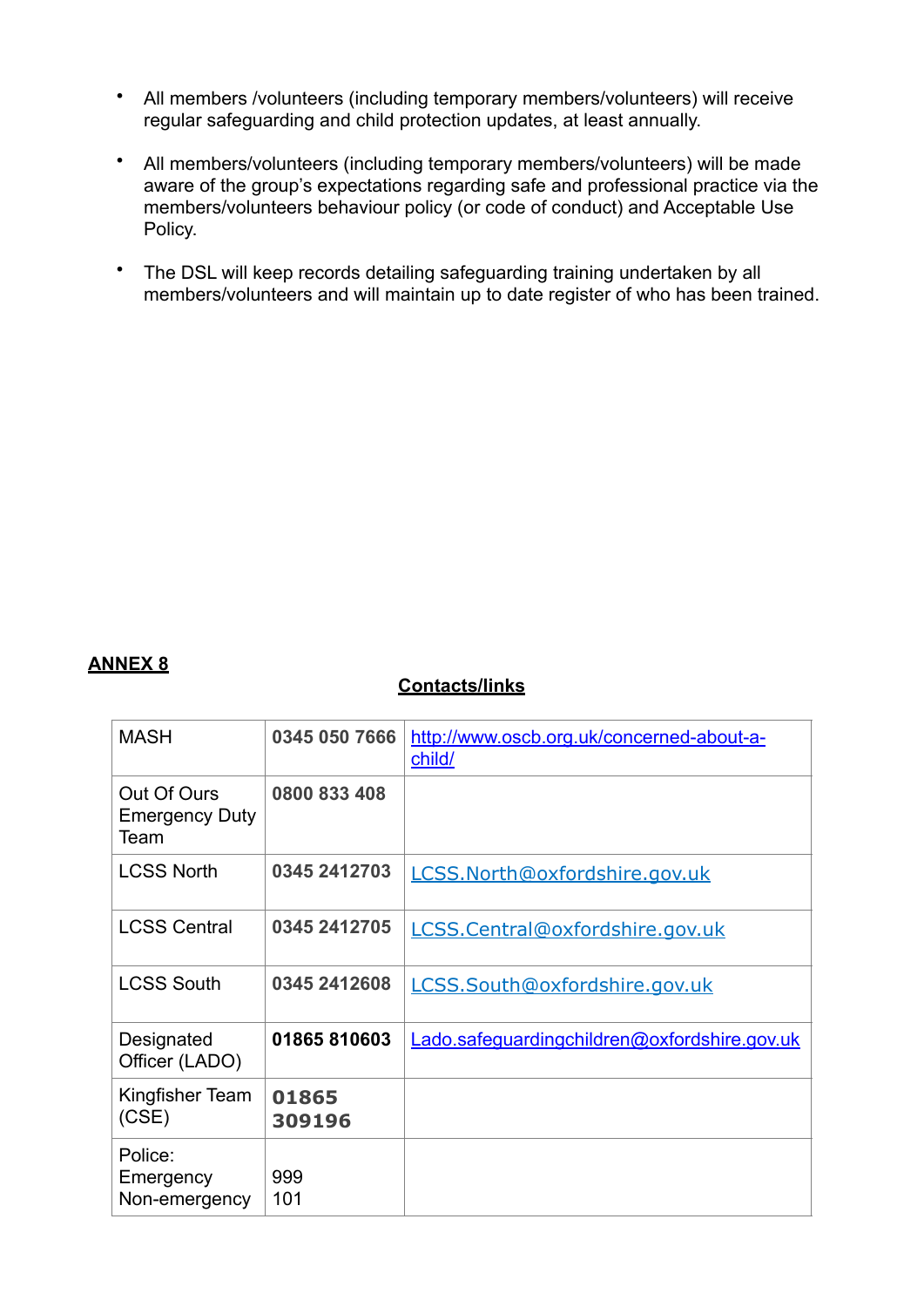- All members /volunteers (including temporary members/volunteers) will receive regular safeguarding and child protection updates, at least annually.
- All members/volunteers (including temporary members/volunteers) will be made aware of the group's expectations regarding safe and professional practice via the members/volunteers behaviour policy (or code of conduct) and Acceptable Use Policy.
- The DSL will keep records detailing safeguarding training undertaken by all members/volunteers and will maintain up to date register of who has been trained.

**ANNEX 8**

**Contacts/links**

| | | |
|---|---|---|
| MASH | **0345 050 7666** | http://www.oscb.org.uk/concerned-about-a-child/ |
| Out Of Ours Emergency Duty Team | **0800 833 408** | |
| LCSS North | **0345 2412703** | LCSS.North@oxfordshire.gov.uk |
| LCSS Central | **0345 2412705** | LCSS.Central@oxfordshire.gov.uk |
| LCSS South | **0345 2412608** | LCSS.South@oxfordshire.gov.uk |
| Designated Officer (LADO) | **01865 810603** | Lado.safeguardingchildren@oxfordshire.gov.uk |
| Kingfisher Team (CSE) | **01865 309196** | |
| Police: Emergency Non-emergency | 999 101 | |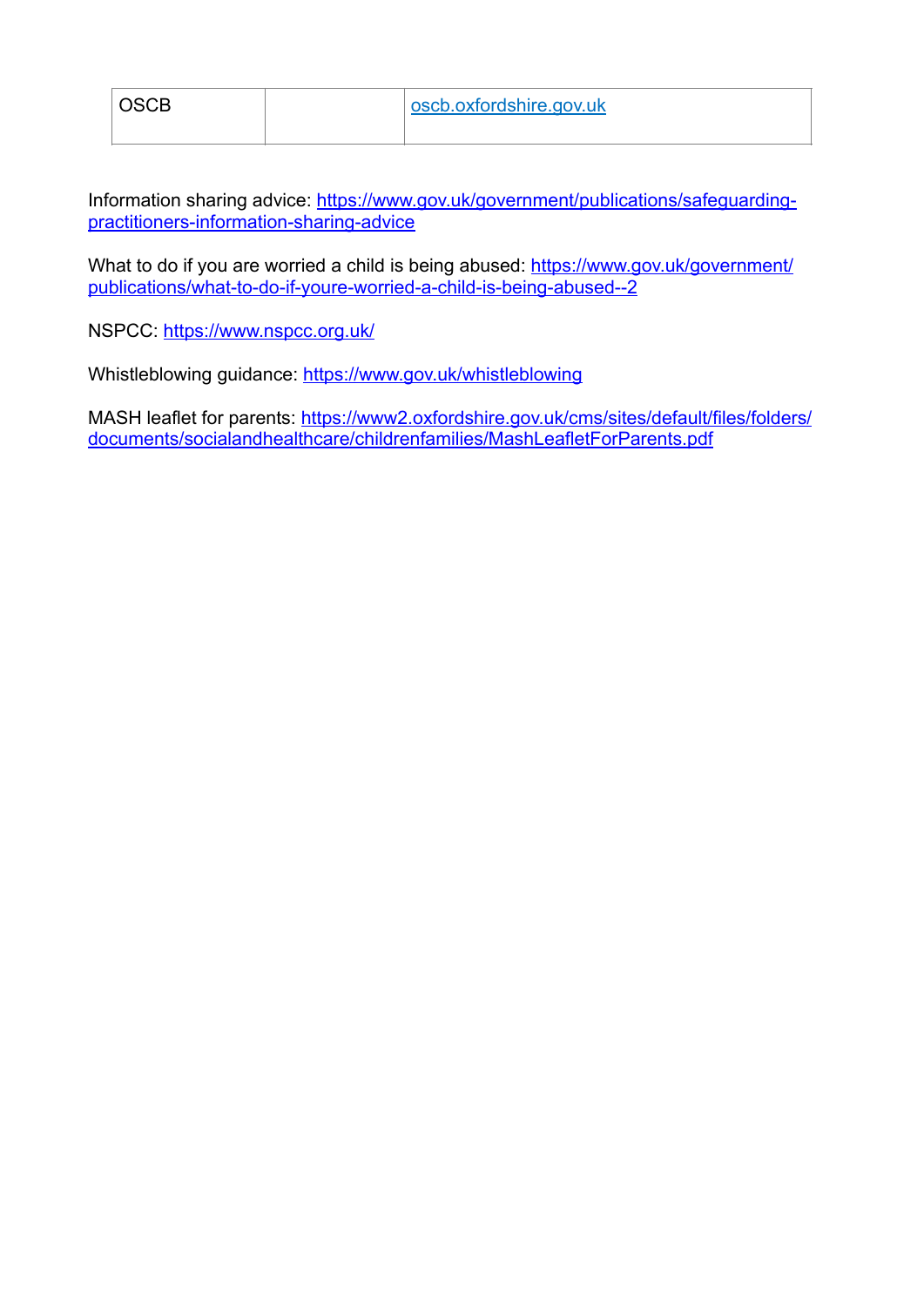| | | |
|---|---|---|
| OSCB | | oscb.oxfordshire.gov.uk |

Information sharing advice: https://www.gov.uk/government/publications/safeguarding-practitioners-information-sharing-advice

What to do if you are worried a child is being abused: https://www.gov.uk/government/publications/what-to-do-if-youre-worried-a-child-is-being-abused--2

NSPCC: https://www.nspcc.org.uk/

Whistleblowing guidance: https://www.gov.uk/whistleblowing

MASH leaflet for parents: https://www2.oxfordshire.gov.uk/cms/sites/default/files/folders/documents/socialandhealthcare/childrenfamilies/MashLeafletForParents.pdf